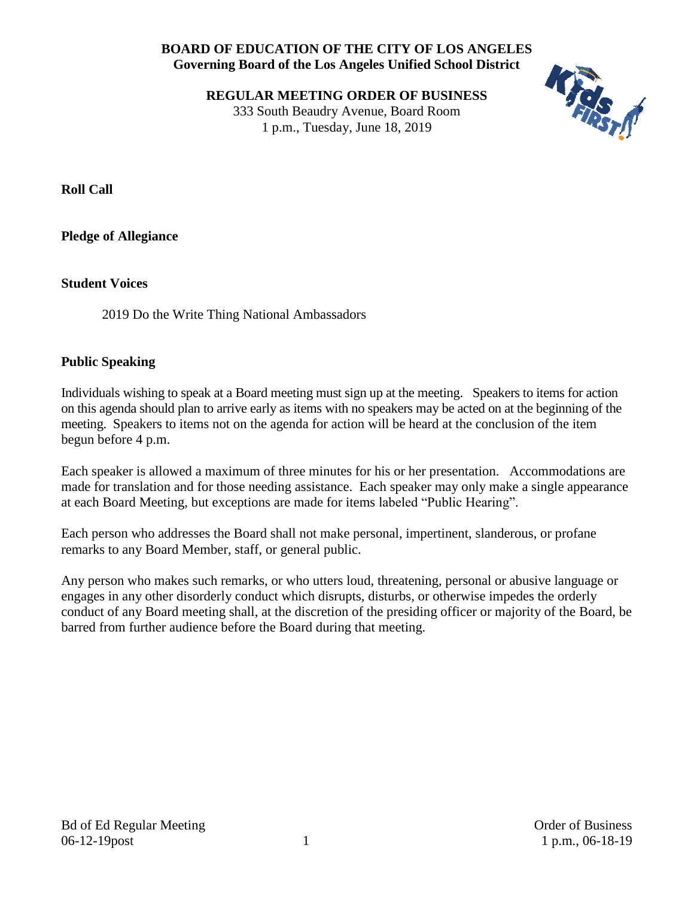**BOARD OF EDUCATION OF THE CITY OF LOS ANGELES**
**Governing Board of the Los Angeles Unified School District**

**REGULAR MEETING ORDER OF BUSINESS**
333 South Beaudry Avenue, Board Room
1 p.m., Tuesday, June 18, 2019

**Roll Call**

**Pledge of Allegiance**

**Student Voices**

2019 Do the Write Thing National Ambassadors

**Public Speaking**

Individuals wishing to speak at a Board meeting must sign up at the meeting. Speakers to items for action on this agenda should plan to arrive early as items with no speakers may be acted on at the beginning of the meeting. Speakers to items not on the agenda for action will be heard at the conclusion of the item begun before 4 p.m.

Each speaker is allowed a maximum of three minutes for his or her presentation. Accommodations are made for translation and for those needing assistance. Each speaker may only make a single appearance at each Board Meeting, but exceptions are made for items labeled "Public Hearing".

Each person who addresses the Board shall not make personal, impertinent, slanderous, or profane remarks to any Board Member, staff, or general public.

Any person who makes such remarks, or who utters loud, threatening, personal or abusive language or engages in any other disorderly conduct which disrupts, disturbs, or otherwise impedes the orderly conduct of any Board meeting shall, at the discretion of the presiding officer or majority of the Board, be barred from further audience before the Board during that meeting.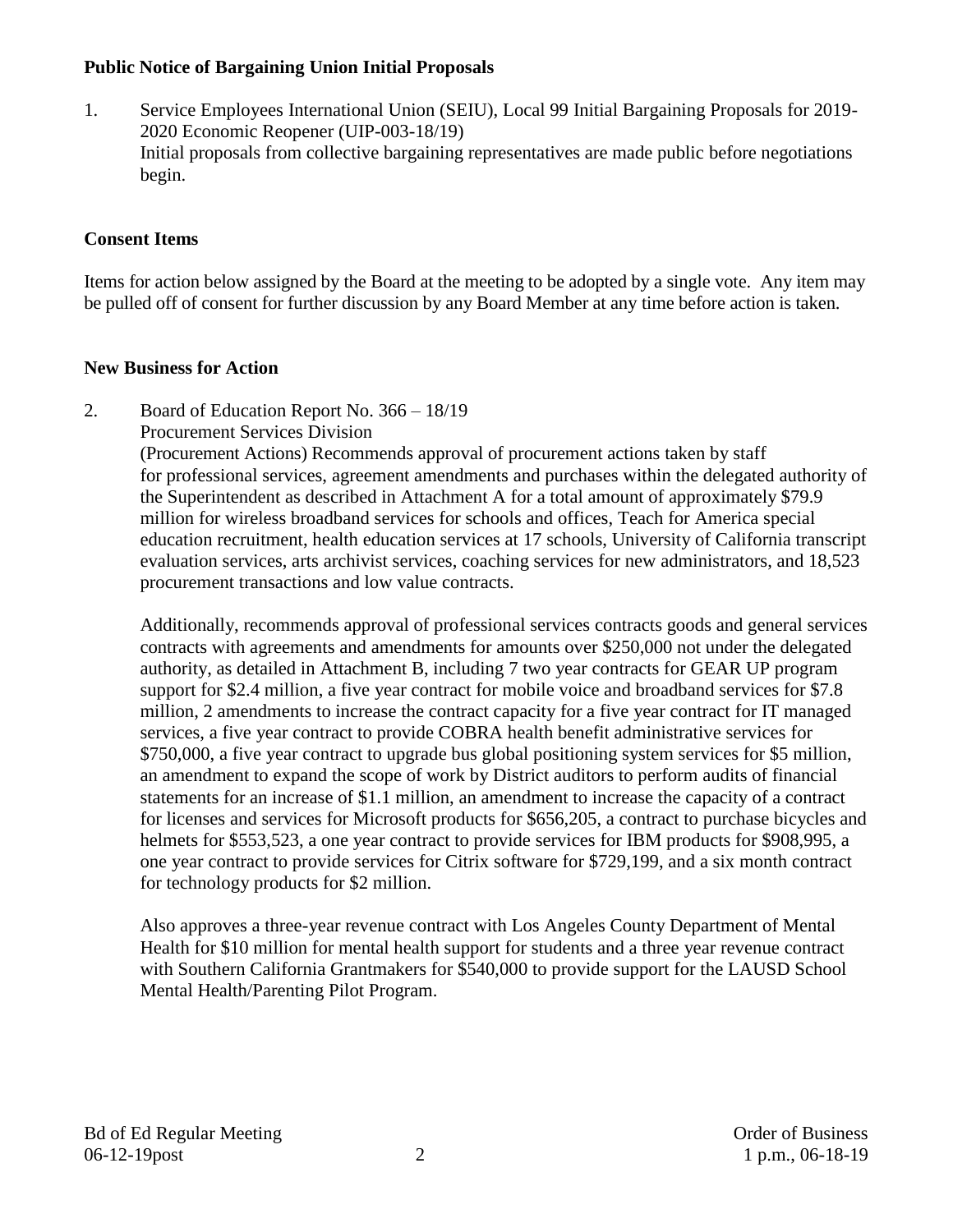**Public Notice of Bargaining Union Initial Proposals**

1. Service Employees International Union (SEIU), Local 99 Initial Bargaining Proposals for 2019-2020 Economic Reopener (UIP-003-18/19)
   Initial proposals from collective bargaining representatives are made public before negotiations begin.

**Consent Items**

Items for action below assigned by the Board at the meeting to be adopted by a single vote. Any item may be pulled off of consent for further discussion by any Board Member at any time before action is taken.

**New Business for Action**

2. Board of Education Report No. 366 – 18/19
   Procurement Services Division
   (Procurement Actions) Recommends approval of procurement actions taken by staff for professional services, agreement amendments and purchases within the delegated authority of the Superintendent as described in Attachment A for a total amount of approximately $79.9 million for wireless broadband services for schools and offices, Teach for America special education recruitment, health education services at 17 schools, University of California transcript evaluation services, arts archivist services, coaching services for new administrators, and 18,523 procurement transactions and low value contracts.

   Additionally, recommends approval of professional services contracts goods and general services contracts with agreements and amendments for amounts over $250,000 not under the delegated authority, as detailed in Attachment B, including 7 two year contracts for GEAR UP program support for $2.4 million, a five year contract for mobile voice and broadband services for $7.8 million, 2 amendments to increase the contract capacity for a five year contract for IT managed services, a five year contract to provide COBRA health benefit administrative services for $750,000, a five year contract to upgrade bus global positioning system services for $5 million, an amendment to expand the scope of work by District auditors to perform audits of financial statements for an increase of $1.1 million, an amendment to increase the capacity of a contract for licenses and services for Microsoft products for $656,205, a contract to purchase bicycles and helmets for $553,523, a one year contract to provide services for IBM products for $908,995, a one year contract to provide services for Citrix software for $729,199, and a six month contract for technology products for $2 million.

   Also approves a three-year revenue contract with Los Angeles County Department of Mental Health for $10 million for mental health support for students and a three year revenue contract with Southern California Grantmakers for $540,000 to provide support for the LAUSD School Mental Health/Parenting Pilot Program.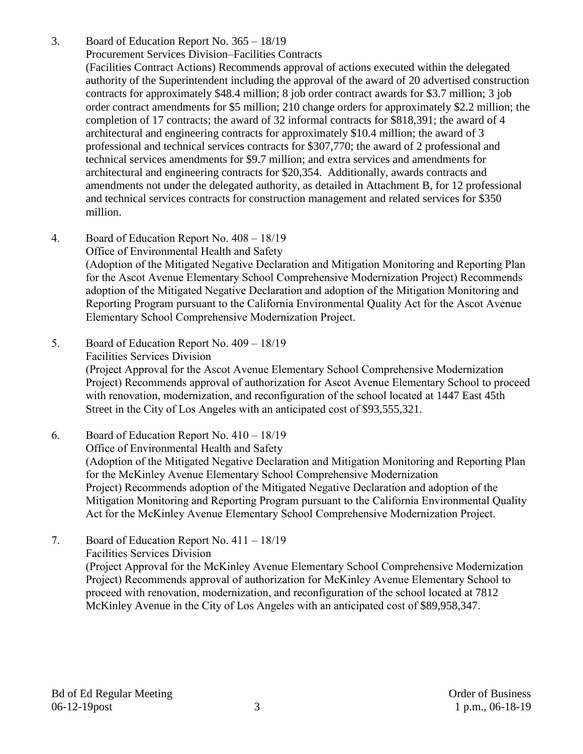3. Board of Education Report No. 365 – 18/19
   Procurement Services Division–Facilities Contracts
   (Facilities Contract Actions) Recommends approval of actions executed within the delegated authority of the Superintendent including the approval of the award of 20 advertised construction contracts for approximately $48.4 million; 8 job order contract awards for $3.7 million; 3 job order contract amendments for $5 million; 210 change orders for approximately $2.2 million; the completion of 17 contracts; the award of 32 informal contracts for $818,391; the award of 4 architectural and engineering contracts for approximately $10.4 million; the award of 3 professional and technical services contracts for $307,770; the award of 2 professional and technical services amendments for $9.7 million; and extra services and amendments for architectural and engineering contracts for $20,354. Additionally, awards contracts and amendments not under the delegated authority, as detailed in Attachment B, for 12 professional and technical services contracts for construction management and related services for $350 million.

4. Board of Education Report No. 408 – 18/19
   Office of Environmental Health and Safety
   (Adoption of the Mitigated Negative Declaration and Mitigation Monitoring and Reporting Plan for the Ascot Avenue Elementary School Comprehensive Modernization Project) Recommends adoption of the Mitigated Negative Declaration and adoption of the Mitigation Monitoring and Reporting Program pursuant to the California Environmental Quality Act for the Ascot Avenue Elementary School Comprehensive Modernization Project.

5. Board of Education Report No. 409 – 18/19
   Facilities Services Division
   (Project Approval for the Ascot Avenue Elementary School Comprehensive Modernization Project) Recommends approval of authorization for Ascot Avenue Elementary School to proceed with renovation, modernization, and reconfiguration of the school located at 1447 East 45th Street in the City of Los Angeles with an anticipated cost of $93,555,321.

6. Board of Education Report No. 410 – 18/19
   Office of Environmental Health and Safety
   (Adoption of the Mitigated Negative Declaration and Mitigation Monitoring and Reporting Plan for the McKinley Avenue Elementary School Comprehensive Modernization Project) Recommends adoption of the Mitigated Negative Declaration and adoption of the Mitigation Monitoring and Reporting Program pursuant to the California Environmental Quality Act for the McKinley Avenue Elementary School Comprehensive Modernization Project.

7. Board of Education Report No. 411 – 18/19
   Facilities Services Division
   (Project Approval for the McKinley Avenue Elementary School Comprehensive Modernization Project) Recommends approval of authorization for McKinley Avenue Elementary School to proceed with renovation, modernization, and reconfiguration of the school located at 7812 McKinley Avenue in the City of Los Angeles with an anticipated cost of $89,958,347.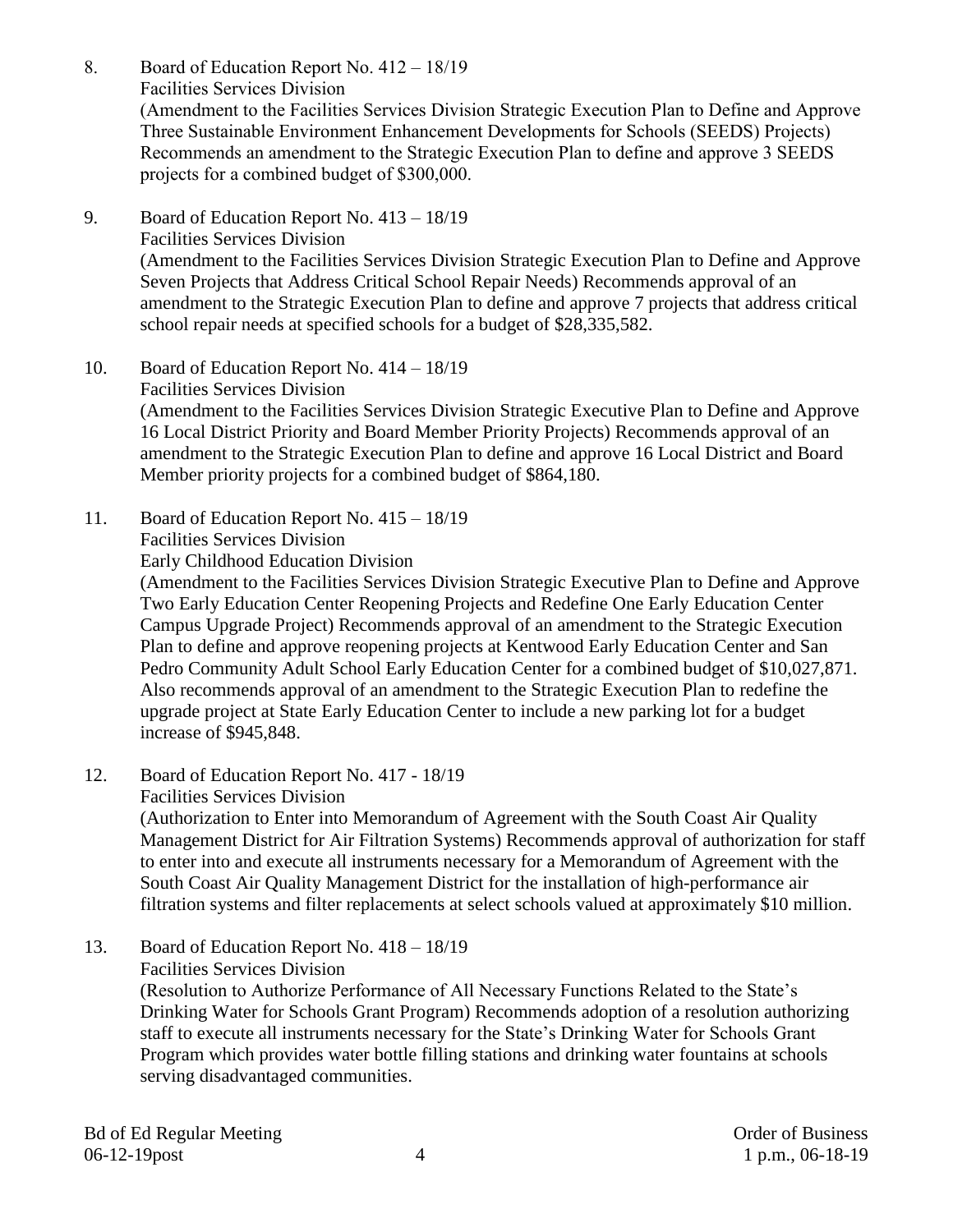8. Board of Education Report No. 412 – 18/19
   Facilities Services Division
   (Amendment to the Facilities Services Division Strategic Execution Plan to Define and Approve Three Sustainable Environment Enhancement Developments for Schools (SEEDS) Projects) Recommends an amendment to the Strategic Execution Plan to define and approve 3 SEEDS projects for a combined budget of $300,000.

9. Board of Education Report No. 413 – 18/19
   Facilities Services Division
   (Amendment to the Facilities Services Division Strategic Execution Plan to Define and Approve Seven Projects that Address Critical School Repair Needs) Recommends approval of an amendment to the Strategic Execution Plan to define and approve 7 projects that address critical school repair needs at specified schools for a budget of $28,335,582.

10. Board of Education Report No. 414 – 18/19
    Facilities Services Division
    (Amendment to the Facilities Services Division Strategic Executive Plan to Define and Approve 16 Local District Priority and Board Member Priority Projects) Recommends approval of an amendment to the Strategic Execution Plan to define and approve 16 Local District and Board Member priority projects for a combined budget of $864,180.

11. Board of Education Report No. 415 – 18/19
    Facilities Services Division
    Early Childhood Education Division
    (Amendment to the Facilities Services Division Strategic Executive Plan to Define and Approve Two Early Education Center Reopening Projects and Redefine One Early Education Center Campus Upgrade Project) Recommends approval of an amendment to the Strategic Execution Plan to define and approve reopening projects at Kentwood Early Education Center and San Pedro Community Adult School Early Education Center for a combined budget of $10,027,871. Also recommends approval of an amendment to the Strategic Execution Plan to redefine the upgrade project at State Early Education Center to include a new parking lot for a budget increase of $945,848.

12. Board of Education Report No. 417 - 18/19
    Facilities Services Division
    (Authorization to Enter into Memorandum of Agreement with the South Coast Air Quality Management District for Air Filtration Systems) Recommends approval of authorization for staff to enter into and execute all instruments necessary for a Memorandum of Agreement with the South Coast Air Quality Management District for the installation of high-performance air filtration systems and filter replacements at select schools valued at approximately $10 million.

13. Board of Education Report No. 418 – 18/19
    Facilities Services Division
    (Resolution to Authorize Performance of All Necessary Functions Related to the State's Drinking Water for Schools Grant Program) Recommends adoption of a resolution authorizing staff to execute all instruments necessary for the State's Drinking Water for Schools Grant Program which provides water bottle filling stations and drinking water fountains at schools serving disadvantaged communities.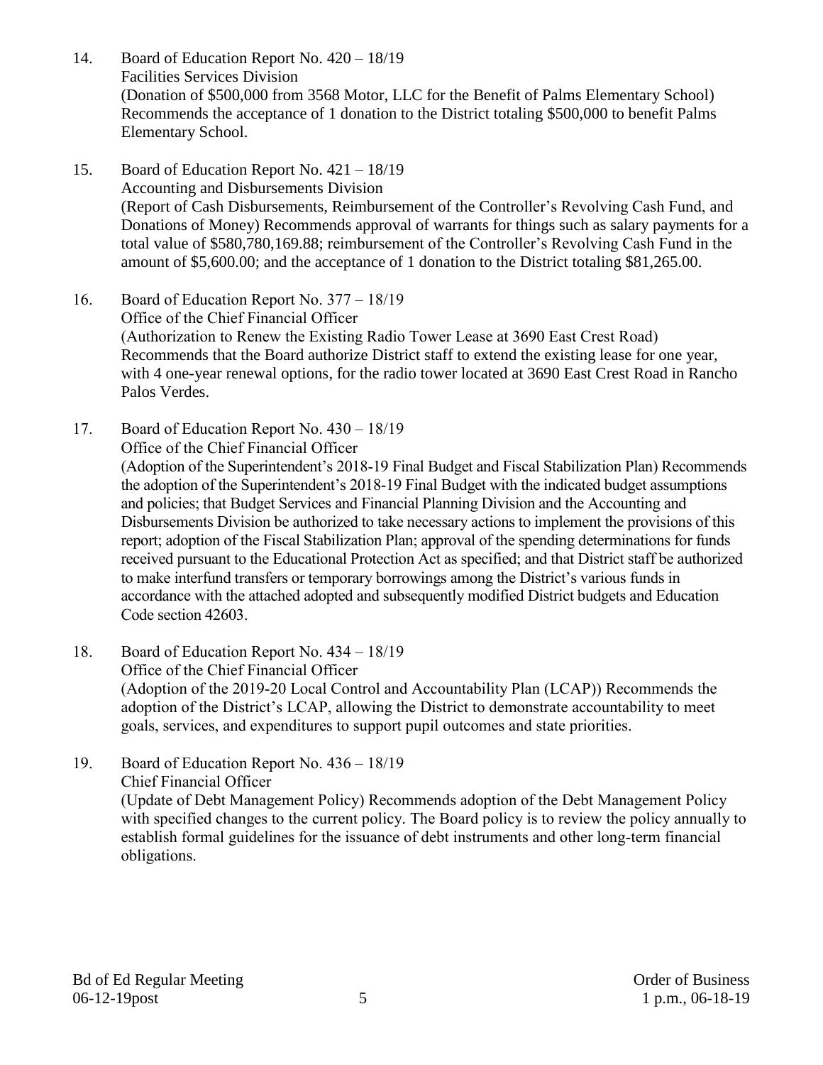14. Board of Education Report No. 420 – 18/19
    Facilities Services Division
    (Donation of $500,000 from 3568 Motor, LLC for the Benefit of Palms Elementary School) Recommends the acceptance of 1 donation to the District totaling $500,000 to benefit Palms Elementary School.

15. Board of Education Report No. 421 – 18/19
    Accounting and Disbursements Division
    (Report of Cash Disbursements, Reimbursement of the Controller's Revolving Cash Fund, and Donations of Money) Recommends approval of warrants for things such as salary payments for a total value of $580,780,169.88; reimbursement of the Controller's Revolving Cash Fund in the amount of $5,600.00; and the acceptance of 1 donation to the District totaling $81,265.00.

16. Board of Education Report No. 377 – 18/19
    Office of the Chief Financial Officer
    (Authorization to Renew the Existing Radio Tower Lease at 3690 East Crest Road) Recommends that the Board authorize District staff to extend the existing lease for one year, with 4 one-year renewal options, for the radio tower located at 3690 East Crest Road in Rancho Palos Verdes.

17. Board of Education Report No. 430 – 18/19
    Office of the Chief Financial Officer
    (Adoption of the Superintendent's 2018-19 Final Budget and Fiscal Stabilization Plan) Recommends the adoption of the Superintendent's 2018-19 Final Budget with the indicated budget assumptions and policies; that Budget Services and Financial Planning Division and the Accounting and Disbursements Division be authorized to take necessary actions to implement the provisions of this report; adoption of the Fiscal Stabilization Plan; approval of the spending determinations for funds received pursuant to the Educational Protection Act as specified; and that District staff be authorized to make interfund transfers or temporary borrowings among the District's various funds in accordance with the attached adopted and subsequently modified District budgets and Education Code section 42603.

18. Board of Education Report No. 434 – 18/19
    Office of the Chief Financial Officer
    (Adoption of the 2019-20 Local Control and Accountability Plan (LCAP)) Recommends the adoption of the District's LCAP, allowing the District to demonstrate accountability to meet goals, services, and expenditures to support pupil outcomes and state priorities.

19. Board of Education Report No. 436 – 18/19
    Chief Financial Officer
    (Update of Debt Management Policy) Recommends adoption of the Debt Management Policy with specified changes to the current policy. The Board policy is to review the policy annually to establish formal guidelines for the issuance of debt instruments and other long-term financial obligations.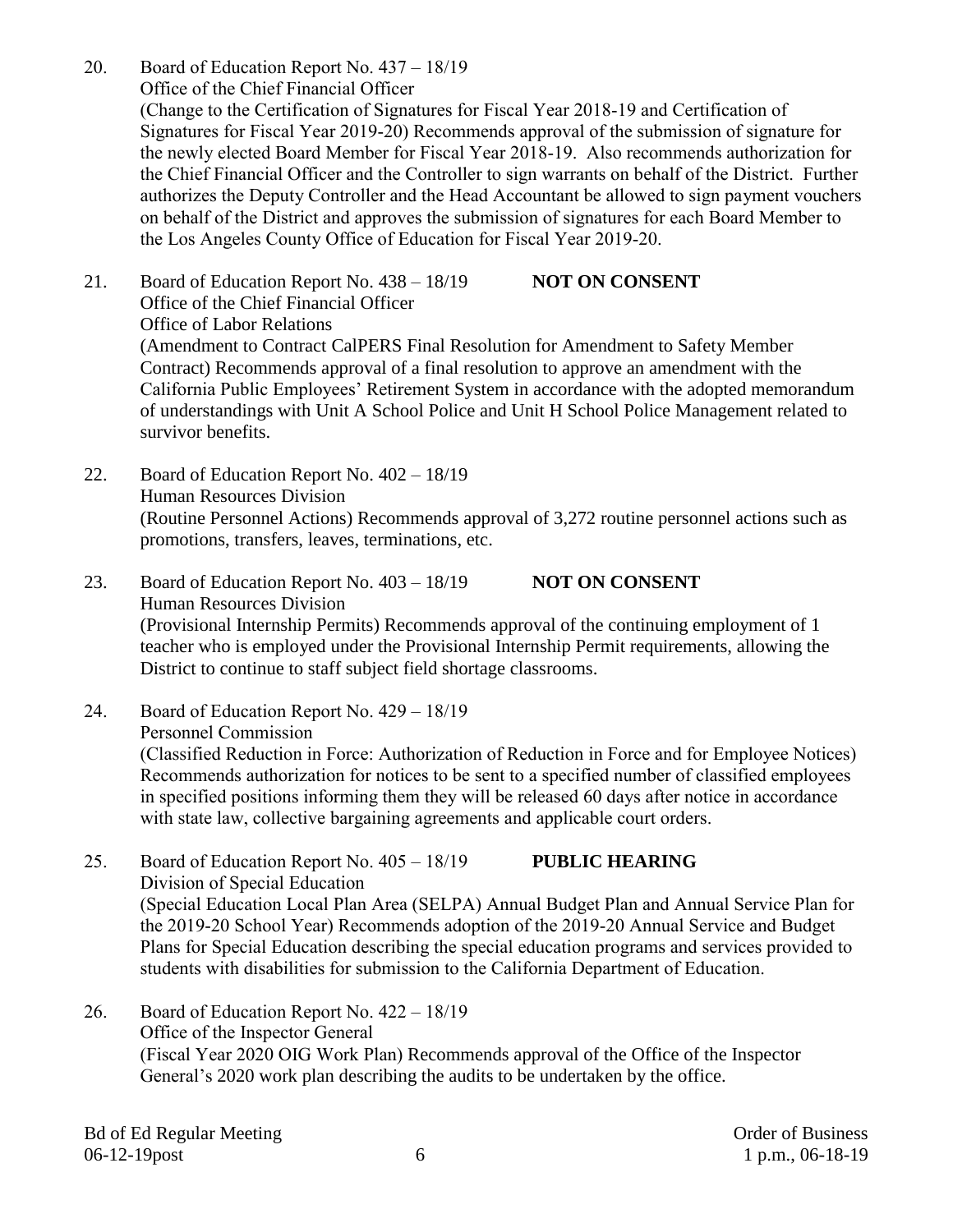20. Board of Education Report No. 437 – 18/19
    Office of the Chief Financial Officer
    (Change to the Certification of Signatures for Fiscal Year 2018-19 and Certification of Signatures for Fiscal Year 2019-20) Recommends approval of the submission of signature for the newly elected Board Member for Fiscal Year 2018-19. Also recommends authorization for the Chief Financial Officer and the Controller to sign warrants on behalf of the District. Further authorizes the Deputy Controller and the Head Accountant be allowed to sign payment vouchers on behalf of the District and approves the submission of signatures for each Board Member to the Los Angeles County Office of Education for Fiscal Year 2019-20.

21. Board of Education Report No. 438 – 18/19 **NOT ON CONSENT**
    Office of the Chief Financial Officer
    Office of Labor Relations
    (Amendment to Contract CalPERS Final Resolution for Amendment to Safety Member Contract) Recommends approval of a final resolution to approve an amendment with the California Public Employees' Retirement System in accordance with the adopted memorandum of understandings with Unit A School Police and Unit H School Police Management related to survivor benefits.

22. Board of Education Report No. 402 – 18/19
    Human Resources Division
    (Routine Personnel Actions) Recommends approval of 3,272 routine personnel actions such as promotions, transfers, leaves, terminations, etc.

23. Board of Education Report No. 403 – 18/19 **NOT ON CONSENT**
    Human Resources Division
    (Provisional Internship Permits) Recommends approval of the continuing employment of 1 teacher who is employed under the Provisional Internship Permit requirements, allowing the District to continue to staff subject field shortage classrooms.

24. Board of Education Report No. 429 – 18/19
    Personnel Commission
    (Classified Reduction in Force: Authorization of Reduction in Force and for Employee Notices) Recommends authorization for notices to be sent to a specified number of classified employees in specified positions informing them they will be released 60 days after notice in accordance with state law, collective bargaining agreements and applicable court orders.

25. Board of Education Report No. 405 – 18/19 **PUBLIC HEARING**
    Division of Special Education
    (Special Education Local Plan Area (SELPA) Annual Budget Plan and Annual Service Plan for the 2019-20 School Year) Recommends adoption of the 2019-20 Annual Service and Budget Plans for Special Education describing the special education programs and services provided to students with disabilities for submission to the California Department of Education.

26. Board of Education Report No. 422 – 18/19
    Office of the Inspector General
    (Fiscal Year 2020 OIG Work Plan) Recommends approval of the Office of the Inspector General's 2020 work plan describing the audits to be undertaken by the office.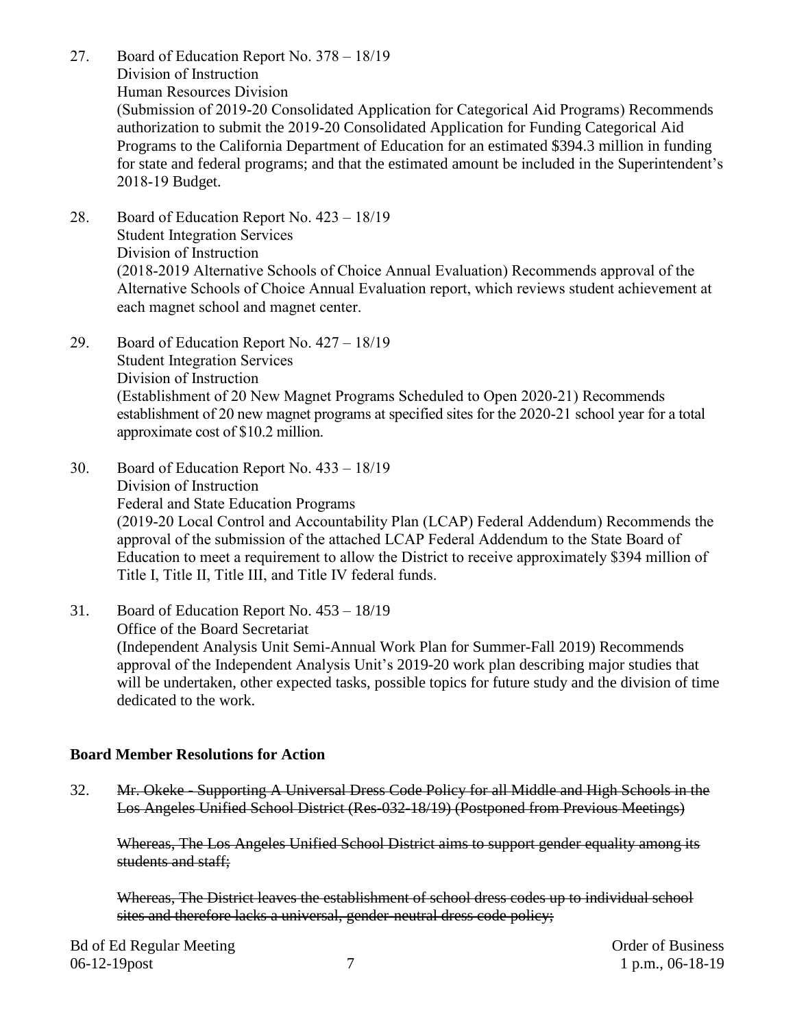27. Board of Education Report No. 378 – 18/19
    Division of Instruction
    Human Resources Division
    (Submission of 2019-20 Consolidated Application for Categorical Aid Programs) Recommends authorization to submit the 2019-20 Consolidated Application for Funding Categorical Aid Programs to the California Department of Education for an estimated $394.3 million in funding for state and federal programs; and that the estimated amount be included in the Superintendent's 2018-19 Budget.

28. Board of Education Report No. 423 – 18/19
    Student Integration Services
    Division of Instruction
    (2018-2019 Alternative Schools of Choice Annual Evaluation) Recommends approval of the Alternative Schools of Choice Annual Evaluation report, which reviews student achievement at each magnet school and magnet center.

29. Board of Education Report No. 427 – 18/19
    Student Integration Services
    Division of Instruction
    (Establishment of 20 New Magnet Programs Scheduled to Open 2020-21) Recommends establishment of 20 new magnet programs at specified sites for the 2020-21 school year for a total approximate cost of $10.2 million.

30. Board of Education Report No. 433 – 18/19
    Division of Instruction
    Federal and State Education Programs
    (2019-20 Local Control and Accountability Plan (LCAP) Federal Addendum) Recommends the approval of the submission of the attached LCAP Federal Addendum to the State Board of Education to meet a requirement to allow the District to receive approximately $394 million of Title I, Title II, Title III, and Title IV federal funds.

31. Board of Education Report No. 453 – 18/19
    Office of the Board Secretariat
    (Independent Analysis Unit Semi-Annual Work Plan for Summer-Fall 2019) Recommends approval of the Independent Analysis Unit's 2019-20 work plan describing major studies that will be undertaken, other expected tasks, possible topics for future study and the division of time dedicated to the work.

**Board Member Resolutions for Action**

32. ~~Mr. Okeke - Supporting A Universal Dress Code Policy for all Middle and High Schools in the Los Angeles Unified School District (Res-032-18/19) (Postponed from Previous Meetings)~~

    ~~Whereas, The Los Angeles Unified School District aims to support gender equality among its students and staff;~~

    ~~Whereas, The District leaves the establishment of school dress codes up to individual school sites and therefore lacks a universal, gender-neutral dress code policy;~~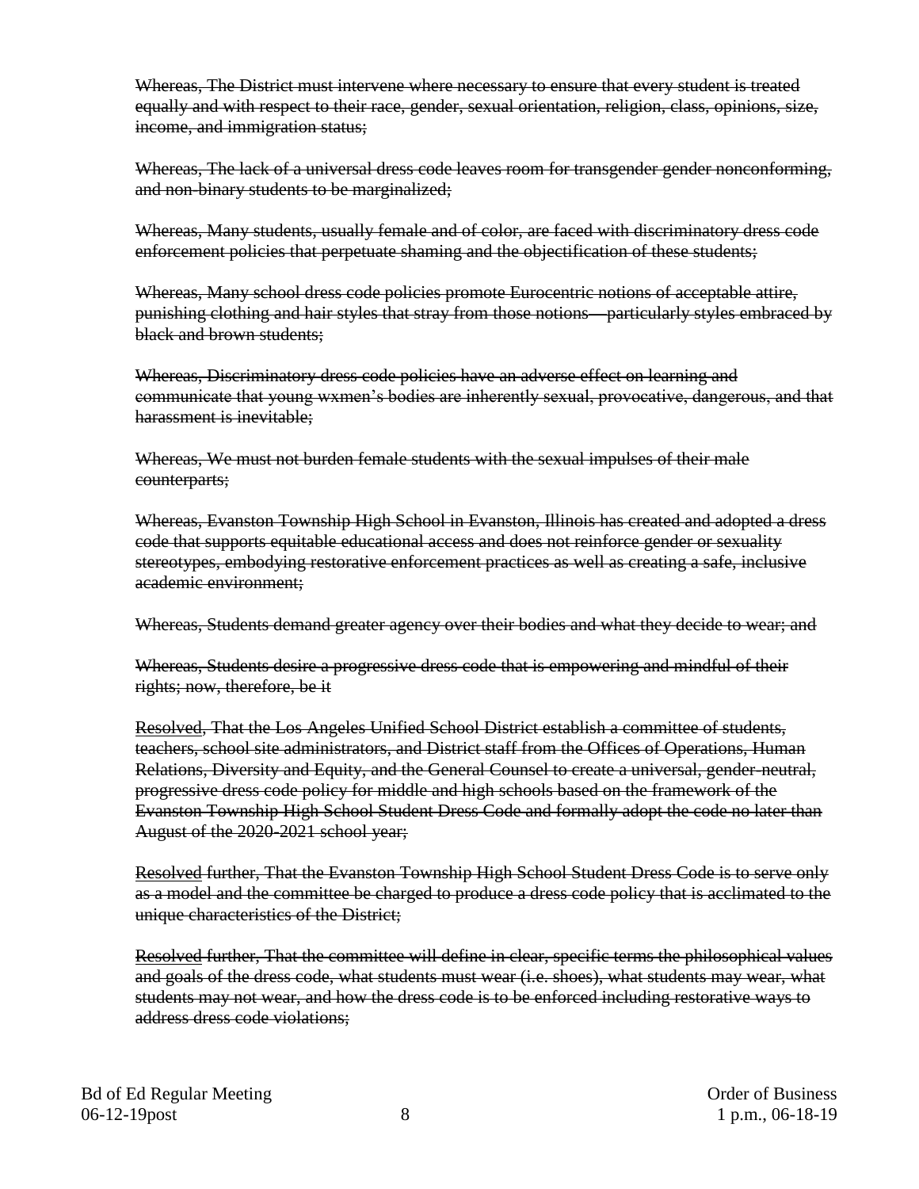~~Whereas, The District must intervene where necessary to ensure that every student is treated equally and with respect to their race, gender, sexual orientation, religion, class, opinions, size, income, and immigration status;~~

~~Whereas, The lack of a universal dress code leaves room for transgender gender nonconforming, and non-binary students to be marginalized;~~

~~Whereas, Many students, usually female and of color, are faced with discriminatory dress code enforcement policies that perpetuate shaming and the objectification of these students;~~

~~Whereas, Many school dress code policies promote Eurocentric notions of acceptable attire, punishing clothing and hair styles that stray from those notions—particularly styles embraced by black and brown students;~~

~~Whereas, Discriminatory dress code policies have an adverse effect on learning and communicate that young wxmen's bodies are inherently sexual, provocative, dangerous, and that harassment is inevitable;~~

~~Whereas, We must not burden female students with the sexual impulses of their male counterparts;~~

~~Whereas, Evanston Township High School in Evanston, Illinois has created and adopted a dress code that supports equitable educational access and does not reinforce gender or sexuality stereotypes, embodying restorative enforcement practices as well as creating a safe, inclusive academic environment;~~

~~Whereas, Students demand greater agency over their bodies and what they decide to wear; and~~

~~Whereas, Students desire a progressive dress code that is empowering and mindful of their rights; now, therefore, be it~~

~~Resolved, That the Los Angeles Unified School District establish a committee of students, teachers, school site administrators, and District staff from the Offices of Operations, Human Relations, Diversity and Equity, and the General Counsel to create a universal, gender-neutral, progressive dress code policy for middle and high schools based on the framework of the Evanston Township High School Student Dress Code and formally adopt the code no later than August of the 2020-2021 school year;~~

~~Resolved further, That the Evanston Township High School Student Dress Code is to serve only as a model and the committee be charged to produce a dress code policy that is acclimated to the unique characteristics of the District;~~

~~Resolved further, That the committee will define in clear, specific terms the philosophical values and goals of the dress code, what students must wear (i.e. shoes), what students may wear, what students may not wear, and how the dress code is to be enforced including restorative ways to address dress code violations;~~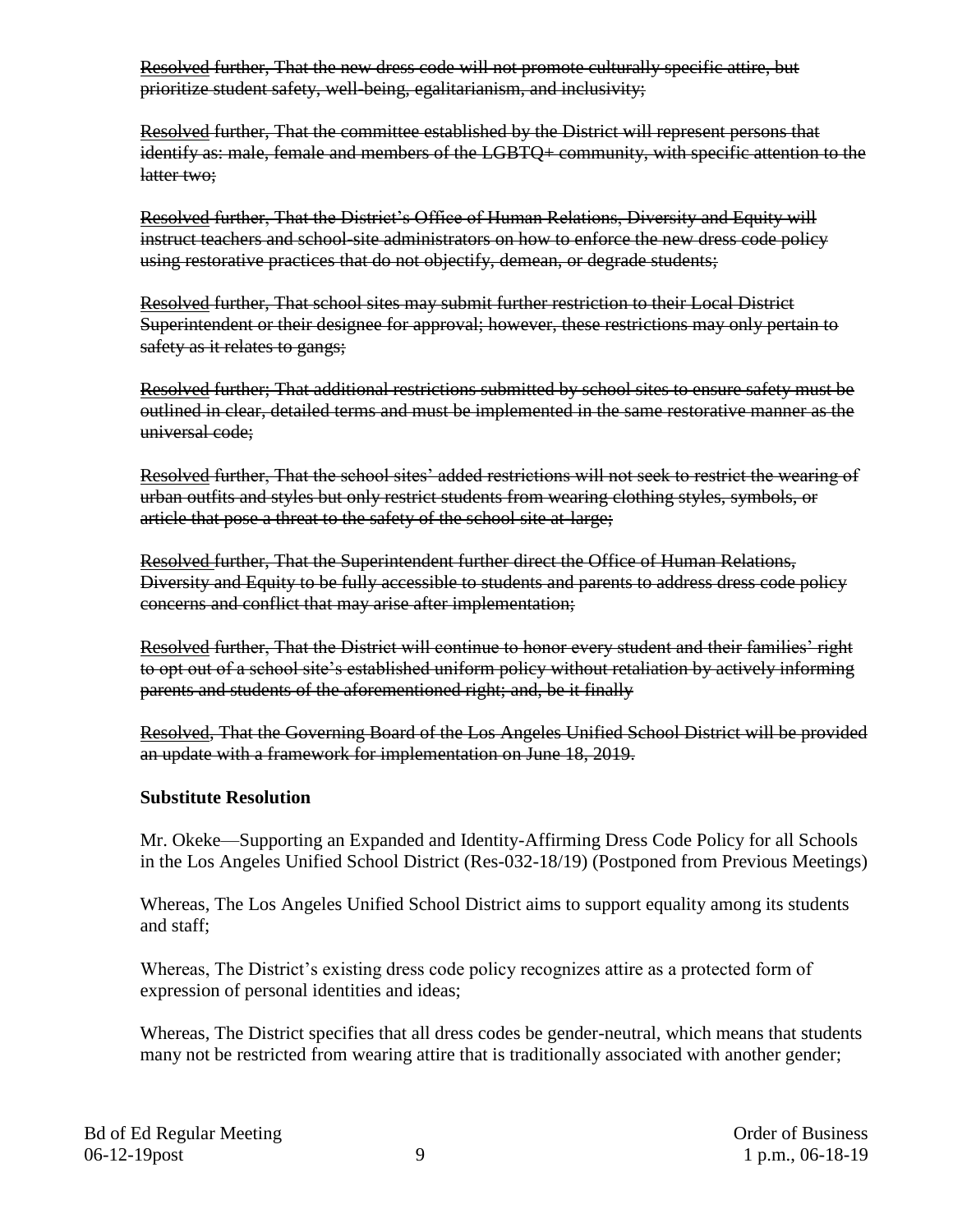~~Resolved further, That the new dress code will not promote culturally specific attire, but prioritize student safety, well-being, egalitarianism, and inclusivity;~~

~~Resolved further, That the committee established by the District will represent persons that identify as: male, female and members of the LGBTQ+ community, with specific attention to the latter two;~~

~~Resolved further, That the District's Office of Human Relations, Diversity and Equity will instruct teachers and school-site administrators on how to enforce the new dress code policy using restorative practices that do not objectify, demean, or degrade students;~~

~~Resolved further, That school sites may submit further restriction to their Local District Superintendent or their designee for approval; however, these restrictions may only pertain to safety as it relates to gangs;~~

~~Resolved further; That additional restrictions submitted by school sites to ensure safety must be outlined in clear, detailed terms and must be implemented in the same restorative manner as the universal code;~~

~~Resolved further, That the school sites' added restrictions will not seek to restrict the wearing of urban outfits and styles but only restrict students from wearing clothing styles, symbols, or article that pose a threat to the safety of the school site at-large;~~

~~Resolved further, That the Superintendent further direct the Office of Human Relations, Diversity and Equity to be fully accessible to students and parents to address dress code policy concerns and conflict that may arise after implementation;~~

~~Resolved further, That the District will continue to honor every student and their families' right to opt out of a school site's established uniform policy without retaliation by actively informing parents and students of the aforementioned right; and, be it finally~~

~~Resolved, That the Governing Board of the Los Angeles Unified School District will be provided an update with a framework for implementation on June 18, 2019.~~

**Substitute Resolution**

Mr. Okeke—Supporting an Expanded and Identity-Affirming Dress Code Policy for all Schools in the Los Angeles Unified School District (Res-032-18/19) (Postponed from Previous Meetings)

Whereas, The Los Angeles Unified School District aims to support equality among its students and staff;

Whereas, The District's existing dress code policy recognizes attire as a protected form of expression of personal identities and ideas;

Whereas, The District specifies that all dress codes be gender-neutral, which means that students many not be restricted from wearing attire that is traditionally associated with another gender;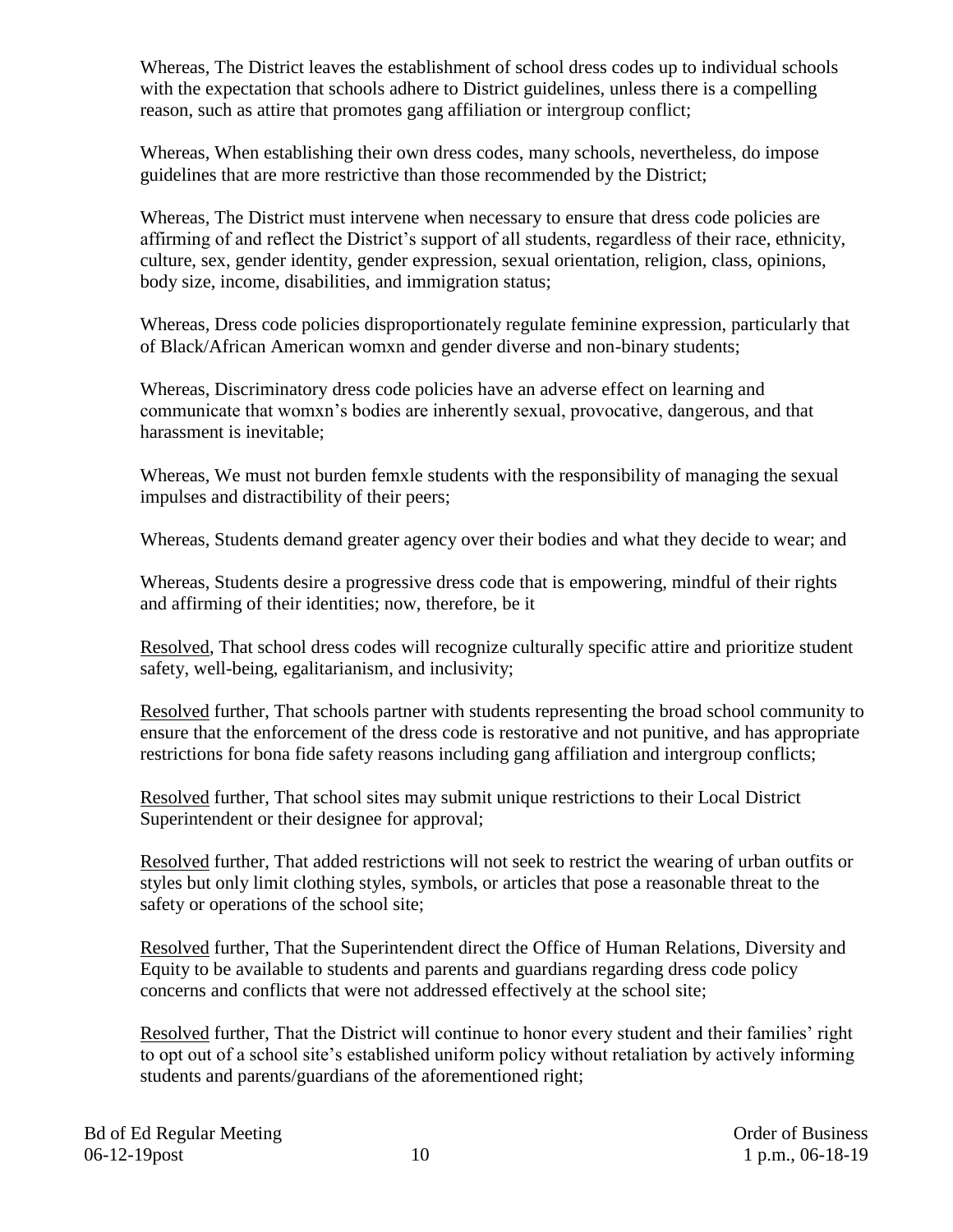Whereas, The District leaves the establishment of school dress codes up to individual schools with the expectation that schools adhere to District guidelines, unless there is a compelling reason, such as attire that promotes gang affiliation or intergroup conflict;

Whereas, When establishing their own dress codes, many schools, nevertheless, do impose guidelines that are more restrictive than those recommended by the District;

Whereas, The District must intervene when necessary to ensure that dress code policies are affirming of and reflect the District's support of all students, regardless of their race, ethnicity, culture, sex, gender identity, gender expression, sexual orientation, religion, class, opinions, body size, income, disabilities, and immigration status;

Whereas, Dress code policies disproportionately regulate feminine expression, particularly that of Black/African American womxn and gender diverse and non-binary students;

Whereas, Discriminatory dress code policies have an adverse effect on learning and communicate that womxn's bodies are inherently sexual, provocative, dangerous, and that harassment is inevitable;

Whereas, We must not burden femxle students with the responsibility of managing the sexual impulses and distractibility of their peers;

Whereas, Students demand greater agency over their bodies and what they decide to wear; and

Whereas, Students desire a progressive dress code that is empowering, mindful of their rights and affirming of their identities; now, therefore, be it

<u>Resolved</u>, That school dress codes will recognize culturally specific attire and prioritize student safety, well-being, egalitarianism, and inclusivity;

<u>Resolved</u> further, That schools partner with students representing the broad school community to ensure that the enforcement of the dress code is restorative and not punitive, and has appropriate restrictions for bona fide safety reasons including gang affiliation and intergroup conflicts;

<u>Resolved</u> further, That school sites may submit unique restrictions to their Local District Superintendent or their designee for approval;

<u>Resolved</u> further, That added restrictions will not seek to restrict the wearing of urban outfits or styles but only limit clothing styles, symbols, or articles that pose a reasonable threat to the safety or operations of the school site;

<u>Resolved</u> further, That the Superintendent direct the Office of Human Relations, Diversity and Equity to be available to students and parents and guardians regarding dress code policy concerns and conflicts that were not addressed effectively at the school site;

<u>Resolved</u> further, That the District will continue to honor every student and their families' right to opt out of a school site's established uniform policy without retaliation by actively informing students and parents/guardians of the aforementioned right;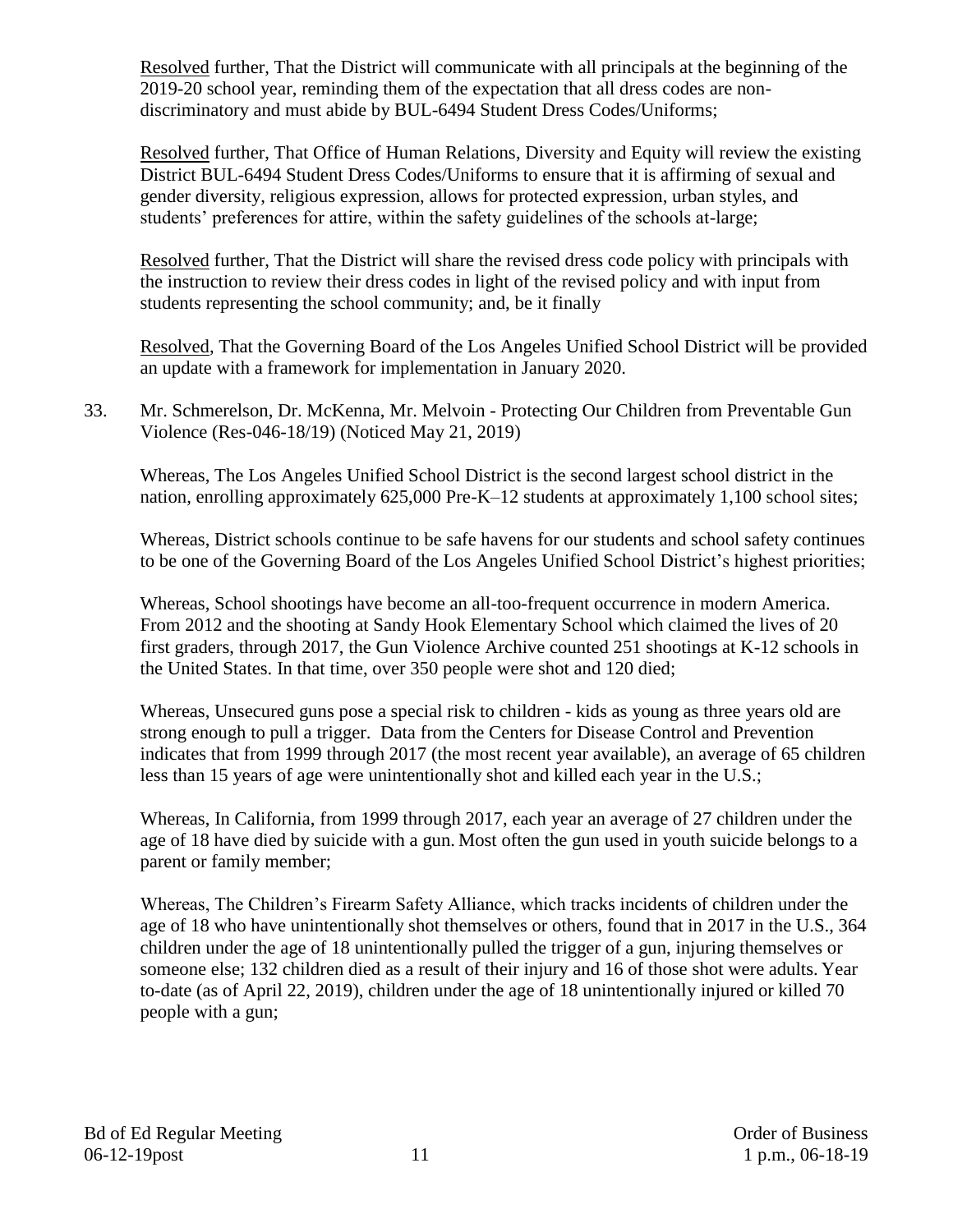Resolved further, That the District will communicate with all principals at the beginning of the 2019-20 school year, reminding them of the expectation that all dress codes are non-discriminatory and must abide by BUL-6494 Student Dress Codes/Uniforms;

Resolved further, That Office of Human Relations, Diversity and Equity will review the existing District BUL-6494 Student Dress Codes/Uniforms to ensure that it is affirming of sexual and gender diversity, religious expression, allows for protected expression, urban styles, and students' preferences for attire, within the safety guidelines of the schools at-large;

Resolved further, That the District will share the revised dress code policy with principals with the instruction to review their dress codes in light of the revised policy and with input from students representing the school community; and, be it finally

Resolved, That the Governing Board of the Los Angeles Unified School District will be provided an update with a framework for implementation in January 2020.

33. Mr. Schmerelson, Dr. McKenna, Mr. Melvoin - Protecting Our Children from Preventable Gun Violence (Res-046-18/19) (Noticed May 21, 2019)

Whereas, The Los Angeles Unified School District is the second largest school district in the nation, enrolling approximately 625,000 Pre-K–12 students at approximately 1,100 school sites;

Whereas, District schools continue to be safe havens for our students and school safety continues to be one of the Governing Board of the Los Angeles Unified School District's highest priorities;

Whereas, School shootings have become an all-too-frequent occurrence in modern America. From 2012 and the shooting at Sandy Hook Elementary School which claimed the lives of 20 first graders, through 2017, the Gun Violence Archive counted 251 shootings at K-12 schools in the United States. In that time, over 350 people were shot and 120 died;

Whereas, Unsecured guns pose a special risk to children - kids as young as three years old are strong enough to pull a trigger. Data from the Centers for Disease Control and Prevention indicates that from 1999 through 2017 (the most recent year available), an average of 65 children less than 15 years of age were unintentionally shot and killed each year in the U.S.;

Whereas, In California, from 1999 through 2017, each year an average of 27 children under the age of 18 have died by suicide with a gun. Most often the gun used in youth suicide belongs to a parent or family member;

Whereas, The Children's Firearm Safety Alliance, which tracks incidents of children under the age of 18 who have unintentionally shot themselves or others, found that in 2017 in the U.S., 364 children under the age of 18 unintentionally pulled the trigger of a gun, injuring themselves or someone else; 132 children died as a result of their injury and 16 of those shot were adults. Year to-date (as of April 22, 2019), children under the age of 18 unintentionally injured or killed 70 people with a gun;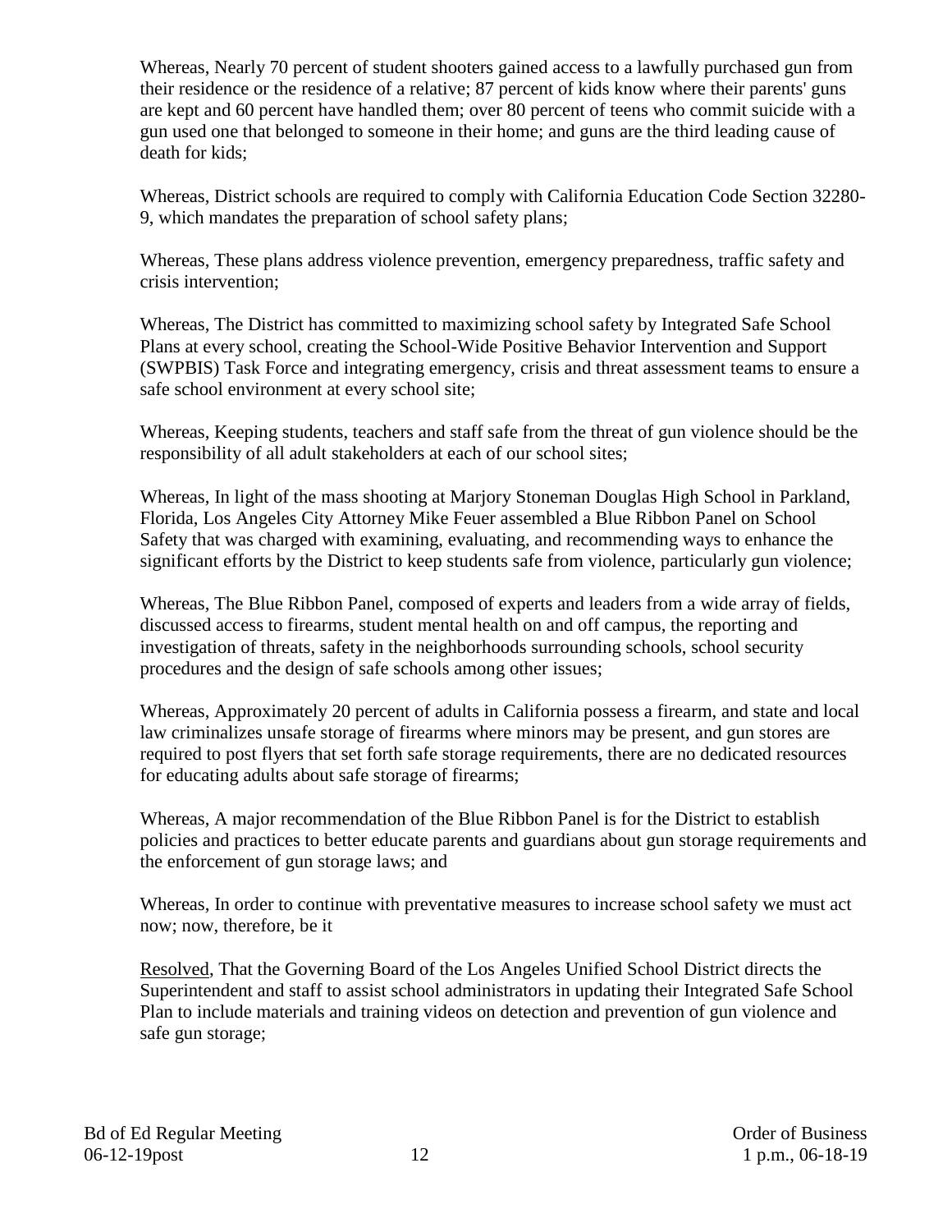Whereas, Nearly 70 percent of student shooters gained access to a lawfully purchased gun from their residence or the residence of a relative; 87 percent of kids know where their parents' guns are kept and 60 percent have handled them; over 80 percent of teens who commit suicide with a gun used one that belonged to someone in their home; and guns are the third leading cause of death for kids;

Whereas, District schools are required to comply with California Education Code Section 32280-9, which mandates the preparation of school safety plans;

Whereas, These plans address violence prevention, emergency preparedness, traffic safety and crisis intervention;

Whereas, The District has committed to maximizing school safety by Integrated Safe School Plans at every school, creating the School-Wide Positive Behavior Intervention and Support (SWPBIS) Task Force and integrating emergency, crisis and threat assessment teams to ensure a safe school environment at every school site;

Whereas, Keeping students, teachers and staff safe from the threat of gun violence should be the responsibility of all adult stakeholders at each of our school sites;

Whereas, In light of the mass shooting at Marjory Stoneman Douglas High School in Parkland, Florida, Los Angeles City Attorney Mike Feuer assembled a Blue Ribbon Panel on School Safety that was charged with examining, evaluating, and recommending ways to enhance the significant efforts by the District to keep students safe from violence, particularly gun violence;

Whereas, The Blue Ribbon Panel, composed of experts and leaders from a wide array of fields, discussed access to firearms, student mental health on and off campus, the reporting and investigation of threats, safety in the neighborhoods surrounding schools, school security procedures and the design of safe schools among other issues;

Whereas, Approximately 20 percent of adults in California possess a firearm, and state and local law criminalizes unsafe storage of firearms where minors may be present, and gun stores are required to post flyers that set forth safe storage requirements, there are no dedicated resources for educating adults about safe storage of firearms;

Whereas, A major recommendation of the Blue Ribbon Panel is for the District to establish policies and practices to better educate parents and guardians about gun storage requirements and the enforcement of gun storage laws; and

Whereas, In order to continue with preventative measures to increase school safety we must act now; now, therefore, be it

Resolved, That the Governing Board of the Los Angeles Unified School District directs the Superintendent and staff to assist school administrators in updating their Integrated Safe School Plan to include materials and training videos on detection and prevention of gun violence and safe gun storage;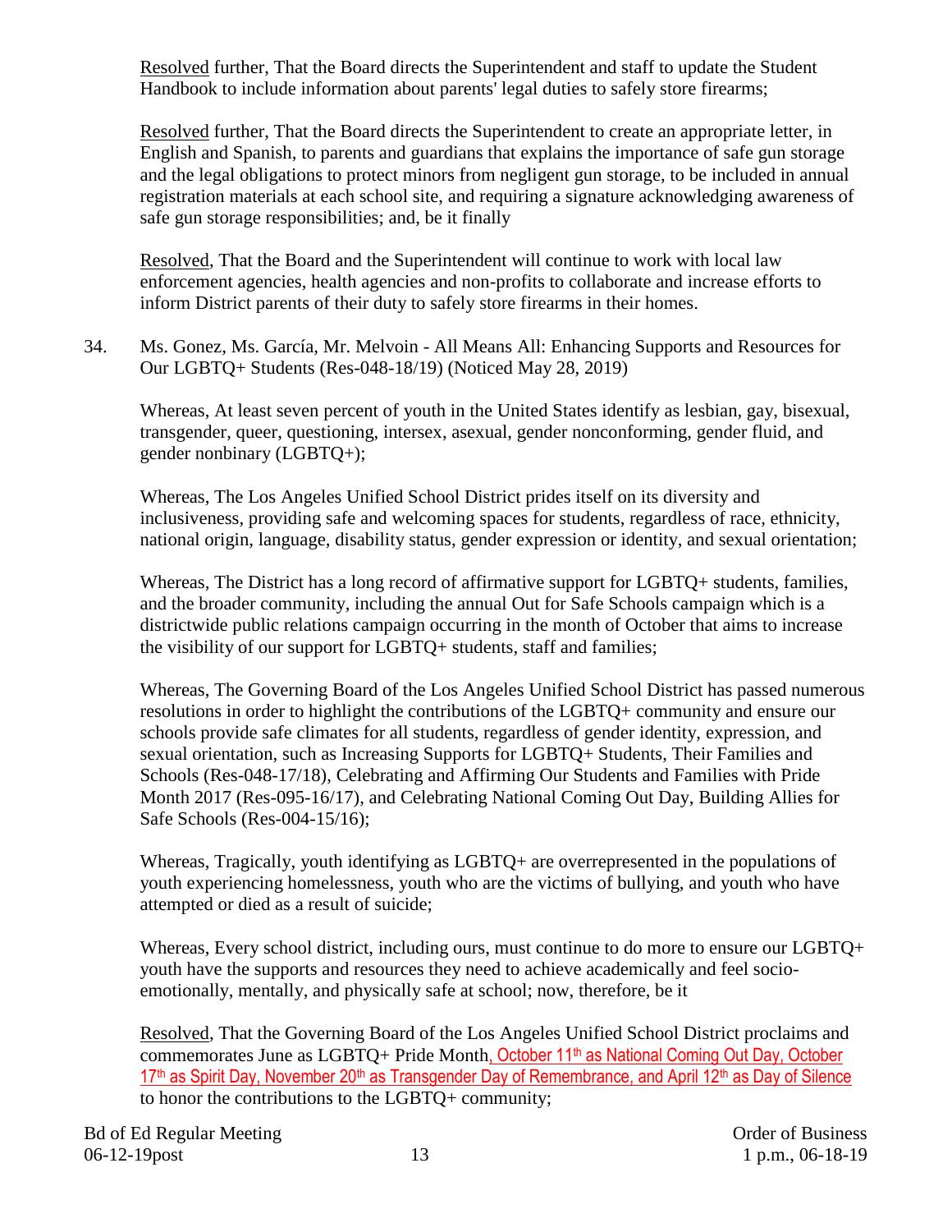Resolved further, That the Board directs the Superintendent and staff to update the Student Handbook to include information about parents' legal duties to safely store firearms;

Resolved further, That the Board directs the Superintendent to create an appropriate letter, in English and Spanish, to parents and guardians that explains the importance of safe gun storage and the legal obligations to protect minors from negligent gun storage, to be included in annual registration materials at each school site, and requiring a signature acknowledging awareness of safe gun storage responsibilities; and, be it finally

Resolved, That the Board and the Superintendent will continue to work with local law enforcement agencies, health agencies and non-profits to collaborate and increase efforts to inform District parents of their duty to safely store firearms in their homes.

34. Ms. Gonez, Ms. García, Mr. Melvoin - All Means All: Enhancing Supports and Resources for Our LGBTQ+ Students (Res-048-18/19) (Noticed May 28, 2019)

Whereas, At least seven percent of youth in the United States identify as lesbian, gay, bisexual, transgender, queer, questioning, intersex, asexual, gender nonconforming, gender fluid, and gender nonbinary (LGBTQ+);

Whereas, The Los Angeles Unified School District prides itself on its diversity and inclusiveness, providing safe and welcoming spaces for students, regardless of race, ethnicity, national origin, language, disability status, gender expression or identity, and sexual orientation;

Whereas, The District has a long record of affirmative support for LGBTQ+ students, families, and the broader community, including the annual Out for Safe Schools campaign which is a districtwide public relations campaign occurring in the month of October that aims to increase the visibility of our support for LGBTQ+ students, staff and families;

Whereas, The Governing Board of the Los Angeles Unified School District has passed numerous resolutions in order to highlight the contributions of the LGBTQ+ community and ensure our schools provide safe climates for all students, regardless of gender identity, expression, and sexual orientation, such as Increasing Supports for LGBTQ+ Students, Their Families and Schools (Res-048-17/18), Celebrating and Affirming Our Students and Families with Pride Month 2017 (Res-095-16/17), and Celebrating National Coming Out Day, Building Allies for Safe Schools (Res-004-15/16);

Whereas, Tragically, youth identifying as LGBTQ+ are overrepresented in the populations of youth experiencing homelessness, youth who are the victims of bullying, and youth who have attempted or died as a result of suicide;

Whereas, Every school district, including ours, must continue to do more to ensure our LGBTQ+ youth have the supports and resources they need to achieve academically and feel socio-emotionally, mentally, and physically safe at school; now, therefore, be it

Resolved, That the Governing Board of the Los Angeles Unified School District proclaims and commemorates June as LGBTQ+ Pride Month, October 11th as National Coming Out Day, October 17th as Spirit Day, November 20th as Transgender Day of Remembrance, and April 12th as Day of Silence to honor the contributions to the LGBTQ+ community;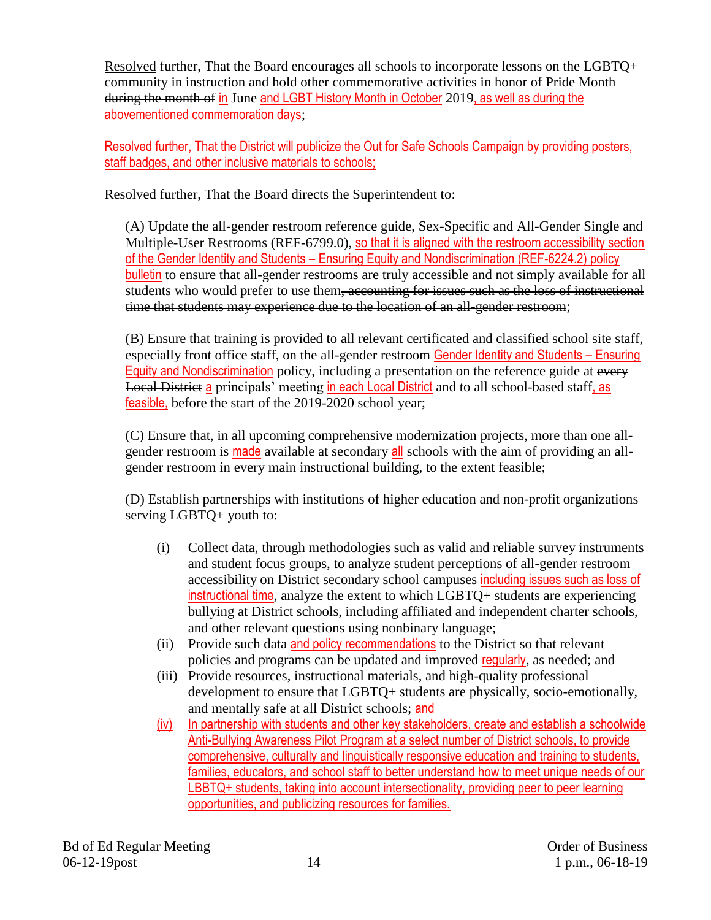Resolved further, That the Board encourages all schools to incorporate lessons on the LGBTQ+ community in instruction and hold other commemorative activities in honor of Pride Month ~~during the month of~~ in June and LGBT History Month in October 2019, as well as during the abovementioned commemoration days;

Resolved further, That the District will publicize the Out for Safe Schools Campaign by providing posters, staff badges, and other inclusive materials to schools;

Resolved further, That the Board directs the Superintendent to:

(A) Update the all-gender restroom reference guide, Sex-Specific and All-Gender Single and Multiple-User Restrooms (REF-6799.0), so that it is aligned with the restroom accessibility section of the Gender Identity and Students – Ensuring Equity and Nondiscrimination (REF-6224.2) policy bulletin to ensure that all-gender restrooms are truly accessible and not simply available for all students who would prefer to use them~~, accounting for issues such as the loss of instructional time that students may experience due to the location of an all-gender restroom~~;

(B) Ensure that training is provided to all relevant certificated and classified school site staff, especially front office staff, on the ~~all-gender restroom~~ Gender Identity and Students – Ensuring Equity and Nondiscrimination policy, including a presentation on the reference guide at ~~every Local District~~ a principals' meeting in each Local District and to all school-based staff, as feasible, before the start of the 2019-2020 school year;

(C) Ensure that, in all upcoming comprehensive modernization projects, more than one all-gender restroom is made available at ~~secondary~~ all schools with the aim of providing an all-gender restroom in every main instructional building, to the extent feasible;

(D) Establish partnerships with institutions of higher education and non-profit organizations serving LGBTQ+ youth to:

(i) Collect data, through methodologies such as valid and reliable survey instruments and student focus groups, to analyze student perceptions of all-gender restroom accessibility on District ~~secondary~~ school campuses including issues such as loss of instructional time, analyze the extent to which LGBTQ+ students are experiencing bullying at District schools, including affiliated and independent charter schools, and other relevant questions using nonbinary language;

(ii) Provide such data and policy recommendations to the District so that relevant policies and programs can be updated and improved regularly, as needed; and

(iii) Provide resources, instructional materials, and high-quality professional development to ensure that LGBTQ+ students are physically, socio-emotionally, and mentally safe at all District schools; and

(iv) In partnership with students and other key stakeholders, create and establish a schoolwide Anti-Bullying Awareness Pilot Program at a select number of District schools, to provide comprehensive, culturally and linguistically responsive education and training to students, families, educators, and school staff to better understand how to meet unique needs of our LBBTQ+ students, taking into account intersectionality, providing peer to peer learning opportunities, and publicizing resources for families.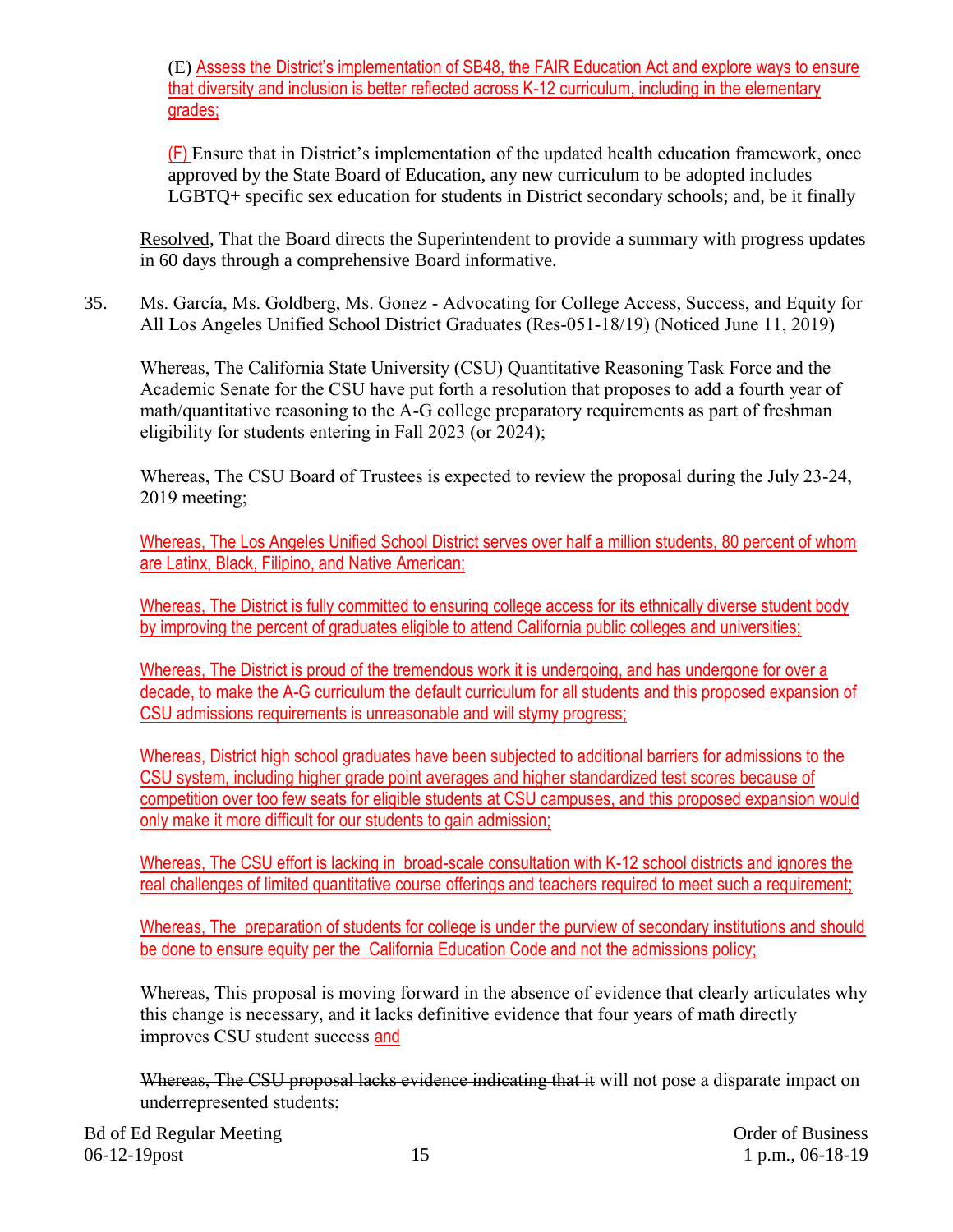(E) Assess the District's implementation of SB48, the FAIR Education Act and explore ways to ensure that diversity and inclusion is better reflected across K-12 curriculum, including in the elementary grades;

(F) Ensure that in District's implementation of the updated health education framework, once approved by the State Board of Education, any new curriculum to be adopted includes LGBTQ+ specific sex education for students in District secondary schools; and, be it finally

Resolved, That the Board directs the Superintendent to provide a summary with progress updates in 60 days through a comprehensive Board informative.

35. Ms. García, Ms. Goldberg, Ms. Gonez - Advocating for College Access, Success, and Equity for All Los Angeles Unified School District Graduates (Res-051-18/19) (Noticed June 11, 2019)

Whereas, The California State University (CSU) Quantitative Reasoning Task Force and the Academic Senate for the CSU have put forth a resolution that proposes to add a fourth year of math/quantitative reasoning to the A-G college preparatory requirements as part of freshman eligibility for students entering in Fall 2023 (or 2024);

Whereas, The CSU Board of Trustees is expected to review the proposal during the July 23-24, 2019 meeting;

Whereas, The Los Angeles Unified School District serves over half a million students, 80 percent of whom are Latinx, Black, Filipino, and Native American;

Whereas, The District is fully committed to ensuring college access for its ethnically diverse student body by improving the percent of graduates eligible to attend California public colleges and universities;

Whereas, The District is proud of the tremendous work it is undergoing, and has undergone for over a decade, to make the A-G curriculum the default curriculum for all students and this proposed expansion of CSU admissions requirements is unreasonable and will stymy progress;

Whereas, District high school graduates have been subjected to additional barriers for admissions to the CSU system, including higher grade point averages and higher standardized test scores because of competition over too few seats for eligible students at CSU campuses, and this proposed expansion would only make it more difficult for our students to gain admission;

Whereas, The CSU effort is lacking in broad-scale consultation with K-12 school districts and ignores the real challenges of limited quantitative course offerings and teachers required to meet such a requirement;

Whereas, The preparation of students for college is under the purview of secondary institutions and should be done to ensure equity per the California Education Code and not the admissions policy;

Whereas, This proposal is moving forward in the absence of evidence that clearly articulates why this change is necessary, and it lacks definitive evidence that four years of math directly improves CSU student success and

~~Whereas, The CSU proposal lacks evidence indicating that it~~ will not pose a disparate impact on underrepresented students;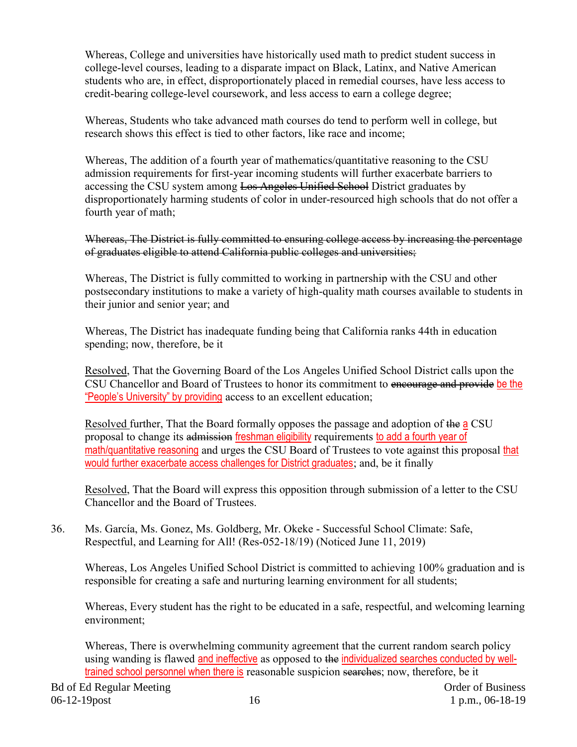Whereas, College and universities have historically used math to predict student success in college-level courses, leading to a disparate impact on Black, Latinx, and Native American students who are, in effect, disproportionately placed in remedial courses, have less access to credit-bearing college-level coursework, and less access to earn a college degree;

Whereas, Students who take advanced math courses do tend to perform well in college, but research shows this effect is tied to other factors, like race and income;

Whereas, The addition of a fourth year of mathematics/quantitative reasoning to the CSU admission requirements for first-year incoming students will further exacerbate barriers to accessing the CSU system among ~~Los Angeles Unified School~~ District graduates by disproportionately harming students of color in under-resourced high schools that do not offer a fourth year of math;

~~Whereas, The District is fully committed to ensuring college access by increasing the percentage of graduates eligible to attend California public colleges and universities;~~

Whereas, The District is fully committed to working in partnership with the CSU and other postsecondary institutions to make a variety of high-quality math courses available to students in their junior and senior year; and

Whereas, The District has inadequate funding being that California ranks 44th in education spending; now, therefore, be it

Resolved, That the Governing Board of the Los Angeles Unified School District calls upon the CSU Chancellor and Board of Trustees to honor its commitment to ~~encourage and provide~~ be the "People's University" by providing access to an excellent education;

Resolved further, That the Board formally opposes the passage and adoption of ~~the~~ a CSU proposal to change its ~~admission~~ freshman eligibility requirements to add a fourth year of math/quantitative reasoning and urges the CSU Board of Trustees to vote against this proposal that would further exacerbate access challenges for District graduates; and, be it finally

Resolved, That the Board will express this opposition through submission of a letter to the CSU Chancellor and the Board of Trustees.

36. Ms. García, Ms. Gonez, Ms. Goldberg, Mr. Okeke - Successful School Climate: Safe, Respectful, and Learning for All! (Res-052-18/19) (Noticed June 11, 2019)

Whereas, Los Angeles Unified School District is committed to achieving 100% graduation and is responsible for creating a safe and nurturing learning environment for all students;

Whereas, Every student has the right to be educated in a safe, respectful, and welcoming learning environment;

Whereas, There is overwhelming community agreement that the current random search policy using wanding is flawed and ineffective as opposed to ~~the~~ individualized searches conducted by well-trained school personnel when there is reasonable suspicion ~~searches~~; now, therefore, be it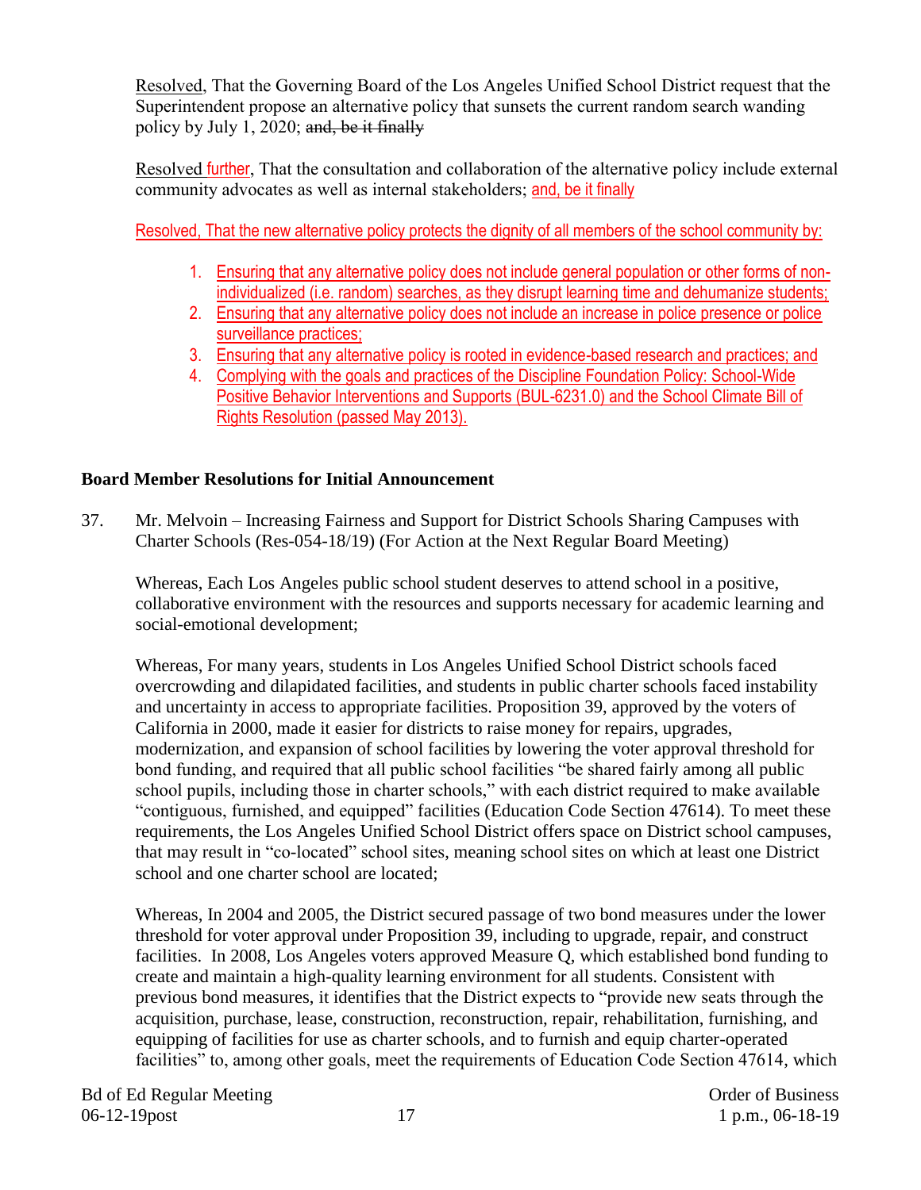Resolved, That the Governing Board of the Los Angeles Unified School District request that the Superintendent propose an alternative policy that sunsets the current random search wanding policy by July 1, 2020; ~~and, be it finally~~

Resolved further, That the consultation and collaboration of the alternative policy include external community advocates as well as internal stakeholders; and, be it finally

Resolved, That the new alternative policy protects the dignity of all members of the school community by:

1. Ensuring that any alternative policy does not include general population or other forms of non-individualized (i.e. random) searches, as they disrupt learning time and dehumanize students;
2. Ensuring that any alternative policy does not include an increase in police presence or police surveillance practices;
3. Ensuring that any alternative policy is rooted in evidence-based research and practices; and
4. Complying with the goals and practices of the Discipline Foundation Policy: School-Wide Positive Behavior Interventions and Supports (BUL-6231.0) and the School Climate Bill of Rights Resolution (passed May 2013).

**Board Member Resolutions for Initial Announcement**

37. Mr. Melvoin – Increasing Fairness and Support for District Schools Sharing Campuses with Charter Schools (Res-054-18/19) (For Action at the Next Regular Board Meeting)

Whereas, Each Los Angeles public school student deserves to attend school in a positive, collaborative environment with the resources and supports necessary for academic learning and social-emotional development;

Whereas, For many years, students in Los Angeles Unified School District schools faced overcrowding and dilapidated facilities, and students in public charter schools faced instability and uncertainty in access to appropriate facilities. Proposition 39, approved by the voters of California in 2000, made it easier for districts to raise money for repairs, upgrades, modernization, and expansion of school facilities by lowering the voter approval threshold for bond funding, and required that all public school facilities "be shared fairly among all public school pupils, including those in charter schools," with each district required to make available "contiguous, furnished, and equipped" facilities (Education Code Section 47614). To meet these requirements, the Los Angeles Unified School District offers space on District school campuses, that may result in "co-located" school sites, meaning school sites on which at least one District school and one charter school are located;

Whereas, In 2004 and 2005, the District secured passage of two bond measures under the lower threshold for voter approval under Proposition 39, including to upgrade, repair, and construct facilities. In 2008, Los Angeles voters approved Measure Q, which established bond funding to create and maintain a high-quality learning environment for all students. Consistent with previous bond measures, it identifies that the District expects to "provide new seats through the acquisition, purchase, lease, construction, reconstruction, repair, rehabilitation, furnishing, and equipping of facilities for use as charter schools, and to furnish and equip charter-operated facilities" to, among other goals, meet the requirements of Education Code Section 47614, which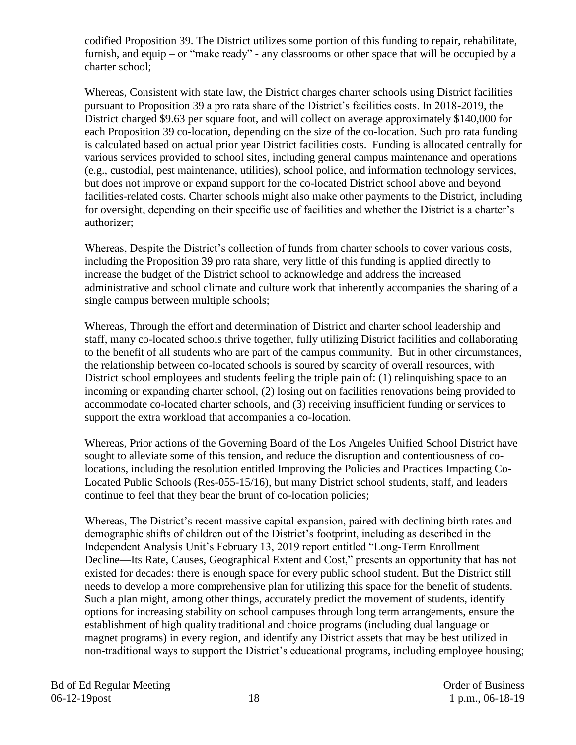codified Proposition 39. The District utilizes some portion of this funding to repair, rehabilitate, furnish, and equip – or "make ready" - any classrooms or other space that will be occupied by a charter school;

Whereas, Consistent with state law, the District charges charter schools using District facilities pursuant to Proposition 39 a pro rata share of the District's facilities costs. In 2018-2019, the District charged $9.63 per square foot, and will collect on average approximately $140,000 for each Proposition 39 co-location, depending on the size of the co-location. Such pro rata funding is calculated based on actual prior year District facilities costs. Funding is allocated centrally for various services provided to school sites, including general campus maintenance and operations (e.g., custodial, pest maintenance, utilities), school police, and information technology services, but does not improve or expand support for the co-located District school above and beyond facilities-related costs. Charter schools might also make other payments to the District, including for oversight, depending on their specific use of facilities and whether the District is a charter's authorizer;

Whereas, Despite the District's collection of funds from charter schools to cover various costs, including the Proposition 39 pro rata share, very little of this funding is applied directly to increase the budget of the District school to acknowledge and address the increased administrative and school climate and culture work that inherently accompanies the sharing of a single campus between multiple schools;

Whereas, Through the effort and determination of District and charter school leadership and staff, many co-located schools thrive together, fully utilizing District facilities and collaborating to the benefit of all students who are part of the campus community. But in other circumstances, the relationship between co-located schools is soured by scarcity of overall resources, with District school employees and students feeling the triple pain of: (1) relinquishing space to an incoming or expanding charter school, (2) losing out on facilities renovations being provided to accommodate co-located charter schools, and (3) receiving insufficient funding or services to support the extra workload that accompanies a co-location.

Whereas, Prior actions of the Governing Board of the Los Angeles Unified School District have sought to alleviate some of this tension, and reduce the disruption and contentiousness of co-locations, including the resolution entitled Improving the Policies and Practices Impacting Co-Located Public Schools (Res-055-15/16), but many District school students, staff, and leaders continue to feel that they bear the brunt of co-location policies;

Whereas, The District's recent massive capital expansion, paired with declining birth rates and demographic shifts of children out of the District's footprint, including as described in the Independent Analysis Unit's February 13, 2019 report entitled "Long-Term Enrollment Decline—Its Rate, Causes, Geographical Extent and Cost," presents an opportunity that has not existed for decades: there is enough space for every public school student. But the District still needs to develop a more comprehensive plan for utilizing this space for the benefit of students. Such a plan might, among other things, accurately predict the movement of students, identify options for increasing stability on school campuses through long term arrangements, ensure the establishment of high quality traditional and choice programs (including dual language or magnet programs) in every region, and identify any District assets that may be best utilized in non-traditional ways to support the District's educational programs, including employee housing;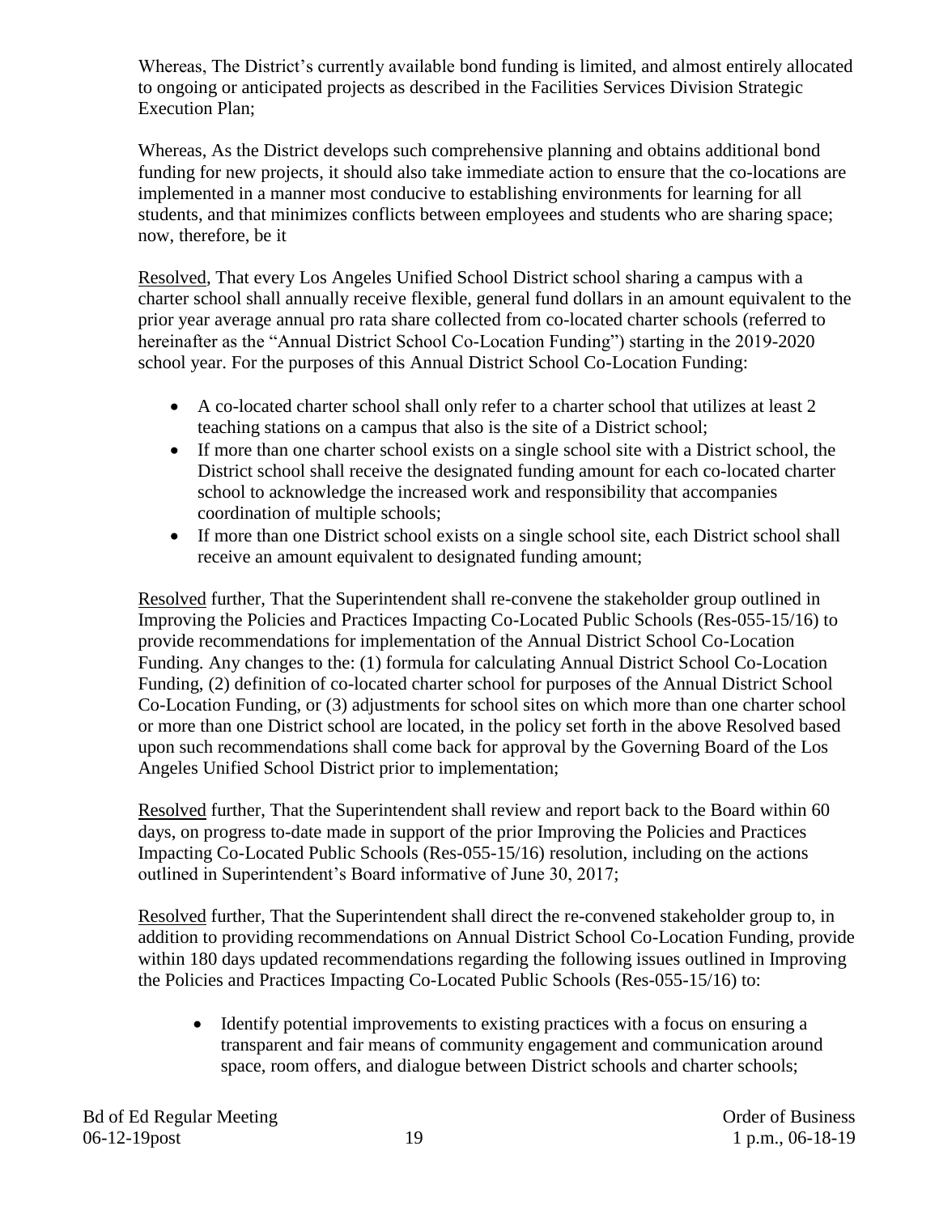Whereas, The District's currently available bond funding is limited, and almost entirely allocated to ongoing or anticipated projects as described in the Facilities Services Division Strategic Execution Plan;

Whereas, As the District develops such comprehensive planning and obtains additional bond funding for new projects, it should also take immediate action to ensure that the co-locations are implemented in a manner most conducive to establishing environments for learning for all students, and that minimizes conflicts between employees and students who are sharing space; now, therefore, be it

Resolved, That every Los Angeles Unified School District school sharing a campus with a charter school shall annually receive flexible, general fund dollars in an amount equivalent to the prior year average annual pro rata share collected from co-located charter schools (referred to hereinafter as the "Annual District School Co-Location Funding") starting in the 2019-2020 school year. For the purposes of this Annual District School Co-Location Funding:

- A co-located charter school shall only refer to a charter school that utilizes at least 2 teaching stations on a campus that also is the site of a District school;
- If more than one charter school exists on a single school site with a District school, the District school shall receive the designated funding amount for each co-located charter school to acknowledge the increased work and responsibility that accompanies coordination of multiple schools;
- If more than one District school exists on a single school site, each District school shall receive an amount equivalent to designated funding amount;

Resolved further, That the Superintendent shall re-convene the stakeholder group outlined in Improving the Policies and Practices Impacting Co-Located Public Schools (Res-055-15/16) to provide recommendations for implementation of the Annual District School Co-Location Funding. Any changes to the: (1) formula for calculating Annual District School Co-Location Funding, (2) definition of co-located charter school for purposes of the Annual District School Co-Location Funding, or (3) adjustments for school sites on which more than one charter school or more than one District school are located, in the policy set forth in the above Resolved based upon such recommendations shall come back for approval by the Governing Board of the Los Angeles Unified School District prior to implementation;

Resolved further, That the Superintendent shall review and report back to the Board within 60 days, on progress to-date made in support of the prior Improving the Policies and Practices Impacting Co-Located Public Schools (Res-055-15/16) resolution, including on the actions outlined in Superintendent's Board informative of June 30, 2017;

Resolved further, That the Superintendent shall direct the re-convened stakeholder group to, in addition to providing recommendations on Annual District School Co-Location Funding, provide within 180 days updated recommendations regarding the following issues outlined in Improving the Policies and Practices Impacting Co-Located Public Schools (Res-055-15/16) to:

- Identify potential improvements to existing practices with a focus on ensuring a transparent and fair means of community engagement and communication around space, room offers, and dialogue between District schools and charter schools;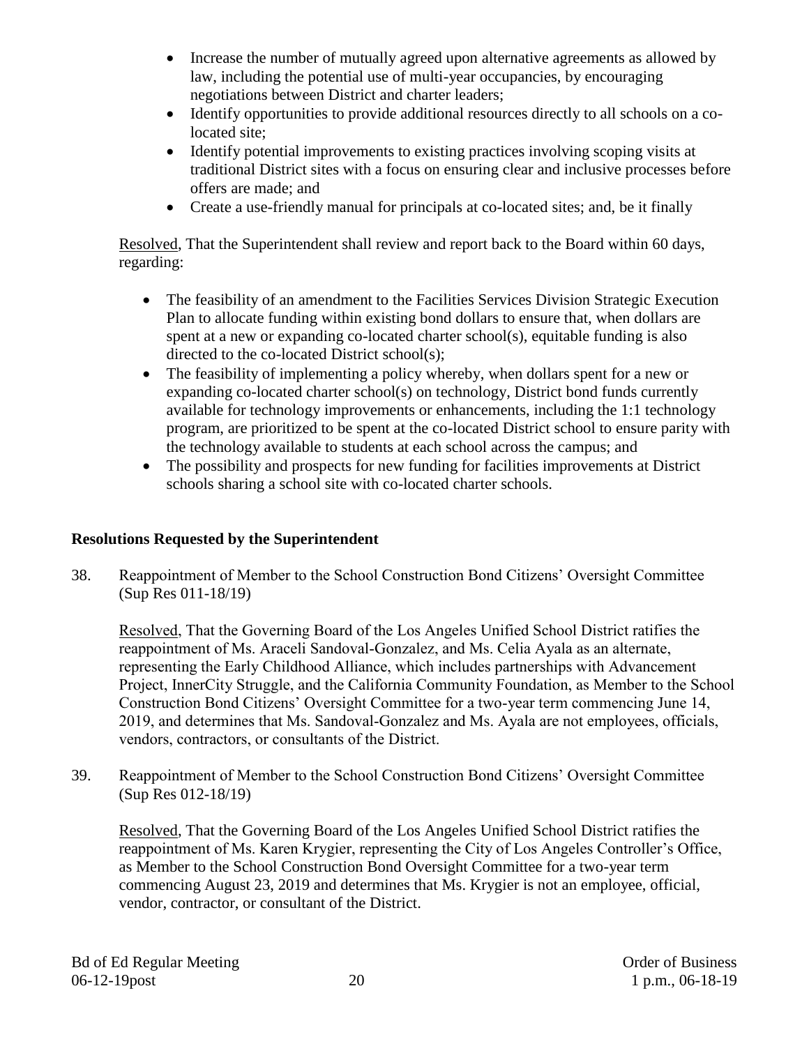- Increase the number of mutually agreed upon alternative agreements as allowed by law, including the potential use of multi-year occupancies, by encouraging negotiations between District and charter leaders;
- Identify opportunities to provide additional resources directly to all schools on a co-located site;
- Identify potential improvements to existing practices involving scoping visits at traditional District sites with a focus on ensuring clear and inclusive processes before offers are made; and
- Create a use-friendly manual for principals at co-located sites; and, be it finally

Resolved, That the Superintendent shall review and report back to the Board within 60 days, regarding:

- The feasibility of an amendment to the Facilities Services Division Strategic Execution Plan to allocate funding within existing bond dollars to ensure that, when dollars are spent at a new or expanding co-located charter school(s), equitable funding is also directed to the co-located District school(s);
- The feasibility of implementing a policy whereby, when dollars spent for a new or expanding co-located charter school(s) on technology, District bond funds currently available for technology improvements or enhancements, including the 1:1 technology program, are prioritized to be spent at the co-located District school to ensure parity with the technology available to students at each school across the campus; and
- The possibility and prospects for new funding for facilities improvements at District schools sharing a school site with co-located charter schools.

**Resolutions Requested by the Superintendent**

38. Reappointment of Member to the School Construction Bond Citizens' Oversight Committee (Sup Res 011-18/19)

    Resolved, That the Governing Board of the Los Angeles Unified School District ratifies the reappointment of Ms. Araceli Sandoval-Gonzalez, and Ms. Celia Ayala as an alternate, representing the Early Childhood Alliance, which includes partnerships with Advancement Project, InnerCity Struggle, and the California Community Foundation, as Member to the School Construction Bond Citizens' Oversight Committee for a two-year term commencing June 14, 2019, and determines that Ms. Sandoval-Gonzalez and Ms. Ayala are not employees, officials, vendors, contractors, or consultants of the District.

39. Reappointment of Member to the School Construction Bond Citizens' Oversight Committee (Sup Res 012-18/19)

    Resolved, That the Governing Board of the Los Angeles Unified School District ratifies the reappointment of Ms. Karen Krygier, representing the City of Los Angeles Controller's Office, as Member to the School Construction Bond Oversight Committee for a two-year term commencing August 23, 2019 and determines that Ms. Krygier is not an employee, official, vendor, contractor, or consultant of the District.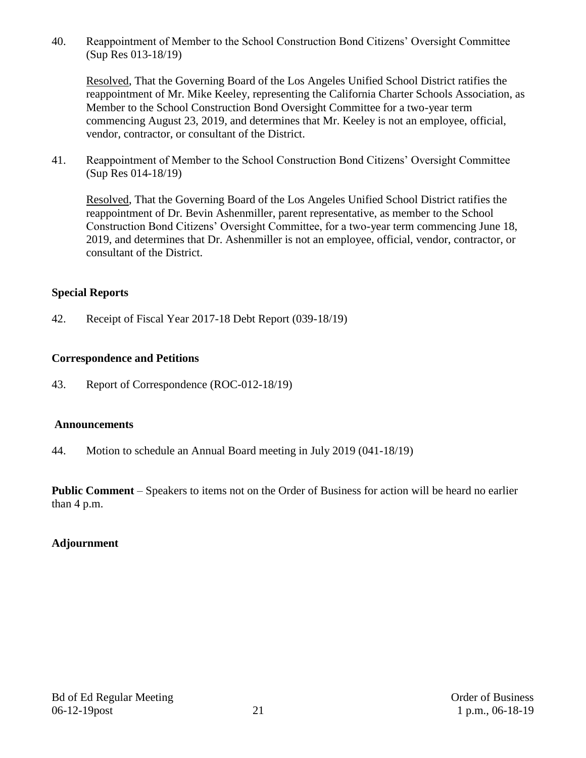40. Reappointment of Member to the School Construction Bond Citizens' Oversight Committee (Sup Res 013-18/19)

    Resolved, That the Governing Board of the Los Angeles Unified School District ratifies the reappointment of Mr. Mike Keeley, representing the California Charter Schools Association, as Member to the School Construction Bond Oversight Committee for a two-year term commencing August 23, 2019, and determines that Mr. Keeley is not an employee, official, vendor, contractor, or consultant of the District.

41. Reappointment of Member to the School Construction Bond Citizens' Oversight Committee (Sup Res 014-18/19)

    Resolved, That the Governing Board of the Los Angeles Unified School District ratifies the reappointment of Dr. Bevin Ashenmiller, parent representative, as member to the School Construction Bond Citizens' Oversight Committee, for a two-year term commencing June 18, 2019, and determines that Dr. Ashenmiller is not an employee, official, vendor, contractor, or consultant of the District.

**Special Reports**

42. Receipt of Fiscal Year 2017-18 Debt Report (039-18/19)

**Correspondence and Petitions**

43. Report of Correspondence (ROC-012-18/19)

**Announcements**

44. Motion to schedule an Annual Board meeting in July 2019 (041-18/19)

**Public Comment** – Speakers to items not on the Order of Business for action will be heard no earlier than 4 p.m.

**Adjournment**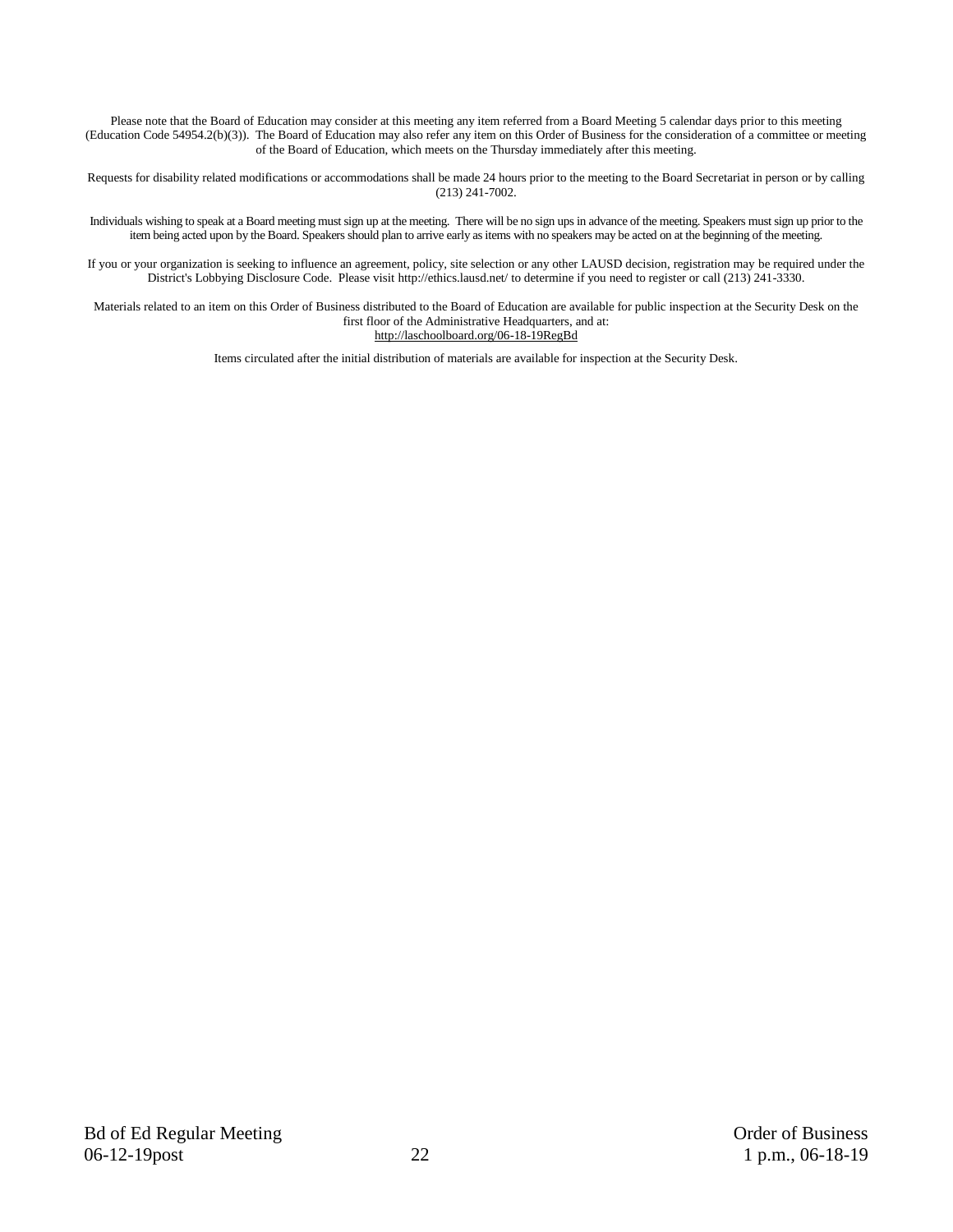Please note that the Board of Education may consider at this meeting any item referred from a Board Meeting 5 calendar days prior to this meeting (Education Code 54954.2(b)(3)). The Board of Education may also refer any item on this Order of Business for the consideration of a committee or meeting of the Board of Education, which meets on the Thursday immediately after this meeting.

Requests for disability related modifications or accommodations shall be made 24 hours prior to the meeting to the Board Secretariat in person or by calling (213) 241-7002.

Individuals wishing to speak at a Board meeting must sign up at the meeting. There will be no sign ups in advance of the meeting. Speakers must sign up prior to the item being acted upon by the Board. Speakers should plan to arrive early as items with no speakers may be acted on at the beginning of the meeting.

If you or your organization is seeking to influence an agreement, policy, site selection or any other LAUSD decision, registration may be required under the District's Lobbying Disclosure Code. Please visit http://ethics.lausd.net/ to determine if you need to register or call (213) 241-3330.

Materials related to an item on this Order of Business distributed to the Board of Education are available for public inspection at the Security Desk on the first floor of the Administrative Headquarters, and at:
http://laschoolboard.org/06-18-19RegBd

Items circulated after the initial distribution of materials are available for inspection at the Security Desk.